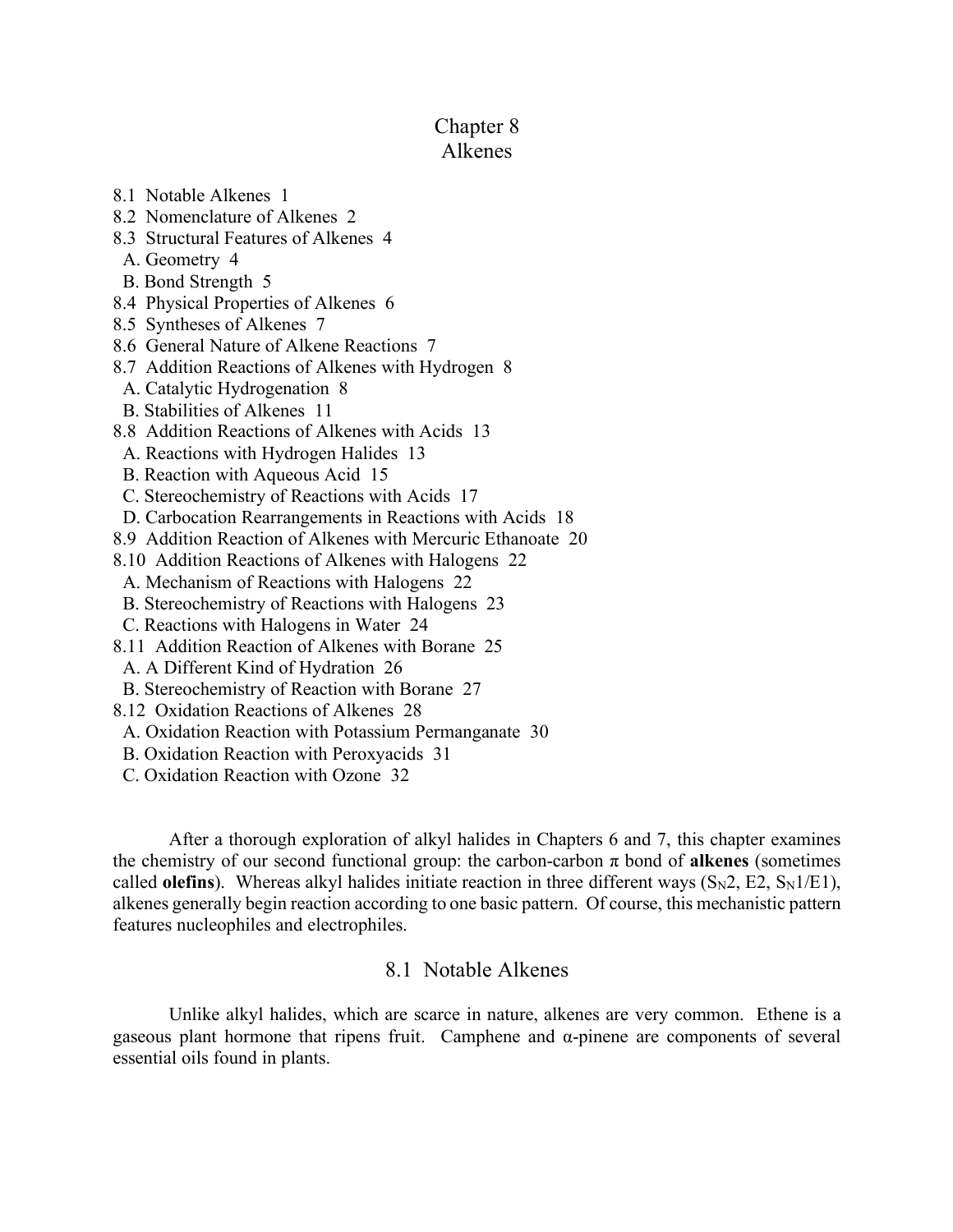# Chapter 8
# Alkenes

8.1 Notable Alkenes 1
8.2 Nomenclature of Alkenes 2
8.3 Structural Features of Alkenes 4
  A. Geometry 4
  B. Bond Strength 5
8.4 Physical Properties of Alkenes 6
8.5 Syntheses of Alkenes 7
8.6 General Nature of Alkene Reactions 7
8.7 Addition Reactions of Alkenes with Hydrogen 8
  A. Catalytic Hydrogenation 8
  B. Stabilities of Alkenes 11
8.8 Addition Reactions of Alkenes with Acids 13
  A. Reactions with Hydrogen Halides 13
  B. Reaction with Aqueous Acid 15
  C. Stereochemistry of Reactions with Acids 17
  D. Carbocation Rearrangements in Reactions with Acids 18
8.9 Addition Reaction of Alkenes with Mercuric Ethanoate 20
8.10 Addition Reactions of Alkenes with Halogens 22
  A. Mechanism of Reactions with Halogens 22
  B. Stereochemistry of Reactions with Halogens 23
  C. Reactions with Halogens in Water 24
8.11 Addition Reaction of Alkenes with Borane 25
  A. A Different Kind of Hydration 26
  B. Stereochemistry of Reaction with Borane 27
8.12 Oxidation Reactions of Alkenes 28
  A. Oxidation Reaction with Potassium Permanganate 30
  B. Oxidation Reaction with Peroxyacids 31
  C. Oxidation Reaction with Ozone 32

After a thorough exploration of alkyl halides in Chapters 6 and 7, this chapter examines the chemistry of our second functional group: the carbon-carbon $\pi$ bond of **alkenes** (sometimes called **olefins**). Whereas alkyl halides initiate reaction in three different ways ($S_N2$, E2, $S_N1$/E1), alkenes generally begin reaction according to one basic pattern. Of course, this mechanistic pattern features nucleophiles and electrophiles.

## 8.1 Notable Alkenes

Unlike alkyl halides, which are scarce in nature, alkenes are very common. Ethene is a gaseous plant hormone that ripens fruit. Camphene and α-pinene are components of several essential oils found in plants.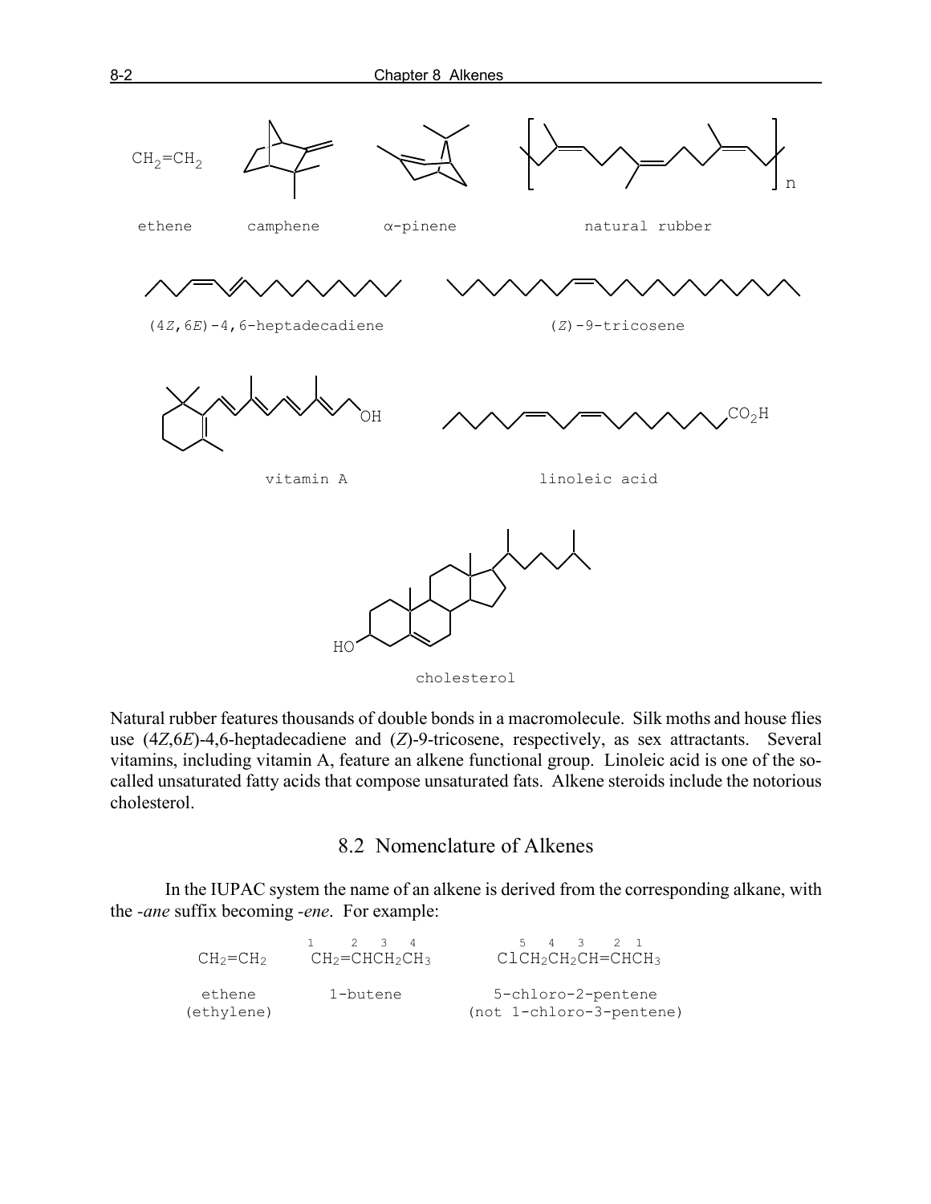$CH_2{=}CH_2$ ethene

camphene

α-pinene

natural rubber

(4*Z*,6*E*)-4,6-heptadecadiene

(*Z*)-9-tricosene

vitamin A

linoleic acid

cholesterol

Natural rubber features thousands of double bonds in a macromolecule. Silk moths and house flies use (4*Z*,6*E*)-4,6-heptadecadiene and (*Z*)-9-tricosene, respectively, as sex attractants. Several vitamins, including vitamin A, feature an alkene functional group. Linoleic acid is one of the so-called unsaturated fatty acids that compose unsaturated fats. Alkene steroids include the notorious cholesterol.

## 8.2 Nomenclature of Alkenes

In the IUPAC system the name of an alkene is derived from the corresponding alkane, with the *-ane* suffix becoming *-ene*. For example:

| $CH_2{=}CH_2$ | $\overset{1}{C}H_2{=}\overset{2}{C}H\overset{3}{C}H_2\overset{4}{C}H_3$ | $Cl\overset{5}{C}H_2\overset{4}{C}H_2\overset{3}{C}H{=}\overset{2}{C}H\overset{1}{C}H_3$ |
|---|---|---|
| ethene (ethylene) | 1-butene | 5-chloro-2-pentene (not 1-chloro-3-pentene) |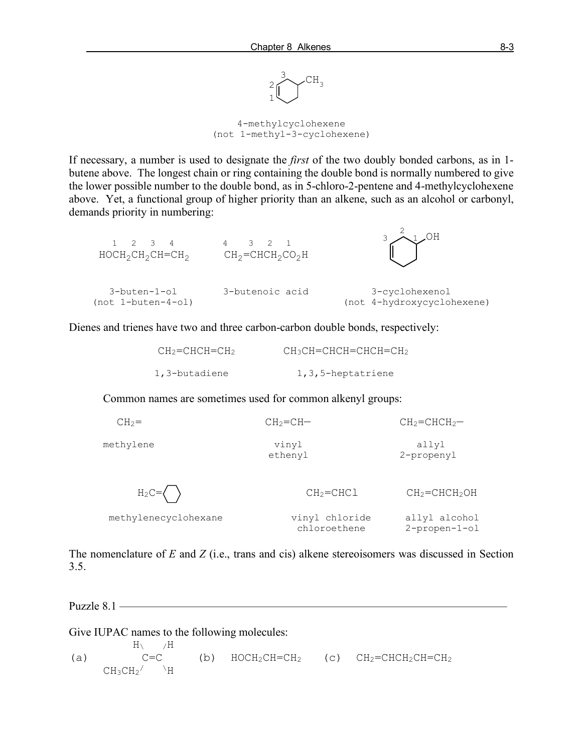4-methylcyclohexene
(not 1-methyl-3-cyclohexene)

If necessary, a number is used to designate the *first* of the two doubly bonded carbons, as in 1-butene above. The longest chain or ring containing the double bond is normally numbered to give the lower possible number to the double bond, as in 5-chloro-2-pentene and 4-methylcyclohexene above. Yet, a functional group of higher priority than an alkene, such as an alcohol or carbonyl, demands priority in numbering:

$HOCH_2CH_2CH{=}CH_2$ (numbered 1 2 3 4) — 3-buten-1-ol (not 1-buten-4-ol)

$CH_2{=}CHCH_2CO_2H$ (numbered 4 3 2 1) — 3-butenoic acid

3-cyclohexenol (not 4-hydroxycyclohexene)

Dienes and trienes have two and three carbon-carbon double bonds, respectively:

| $CH_2{=}CHCH{=}CH_2$ | $CH_3CH{=}CHCH{=}CHCH{=}CH_2$ |
|---|---|
| 1,3-butadiene | 1,3,5-heptatriene |

Common names are sometimes used for common alkenyl groups:

| $CH_2{=}$ | $CH_2{=}CH–$ | $CH_2{=}CHCH_2–$ |
|---|---|---|
| methylene | vinyl<br>ethenyl | allyl<br>2-propenyl |

| $H_2C{=}$(cyclohexane) | $CH_2{=}CHCl$ | $CH_2{=}CHCH_2OH$ |
|---|---|---|
| methylenecyclohexane | vinyl chloride<br>chloroethene | allyl alcohol<br>2-propen-1-ol |

The nomenclature of *E* and *Z* (i.e., trans and cis) alkene stereoisomers was discussed in Section 3.5.

Puzzle 8.1

Give IUPAC names to the following molecules:

(a) $(CH_3CH_2)HC{=}CH_2$ (drawn with H and H on upper carbons, $CH_3CH_2$ and H below) (b) $HOCH_2CH{=}CH_2$ (c) $CH_2{=}CHCH_2CH{=}CH_2$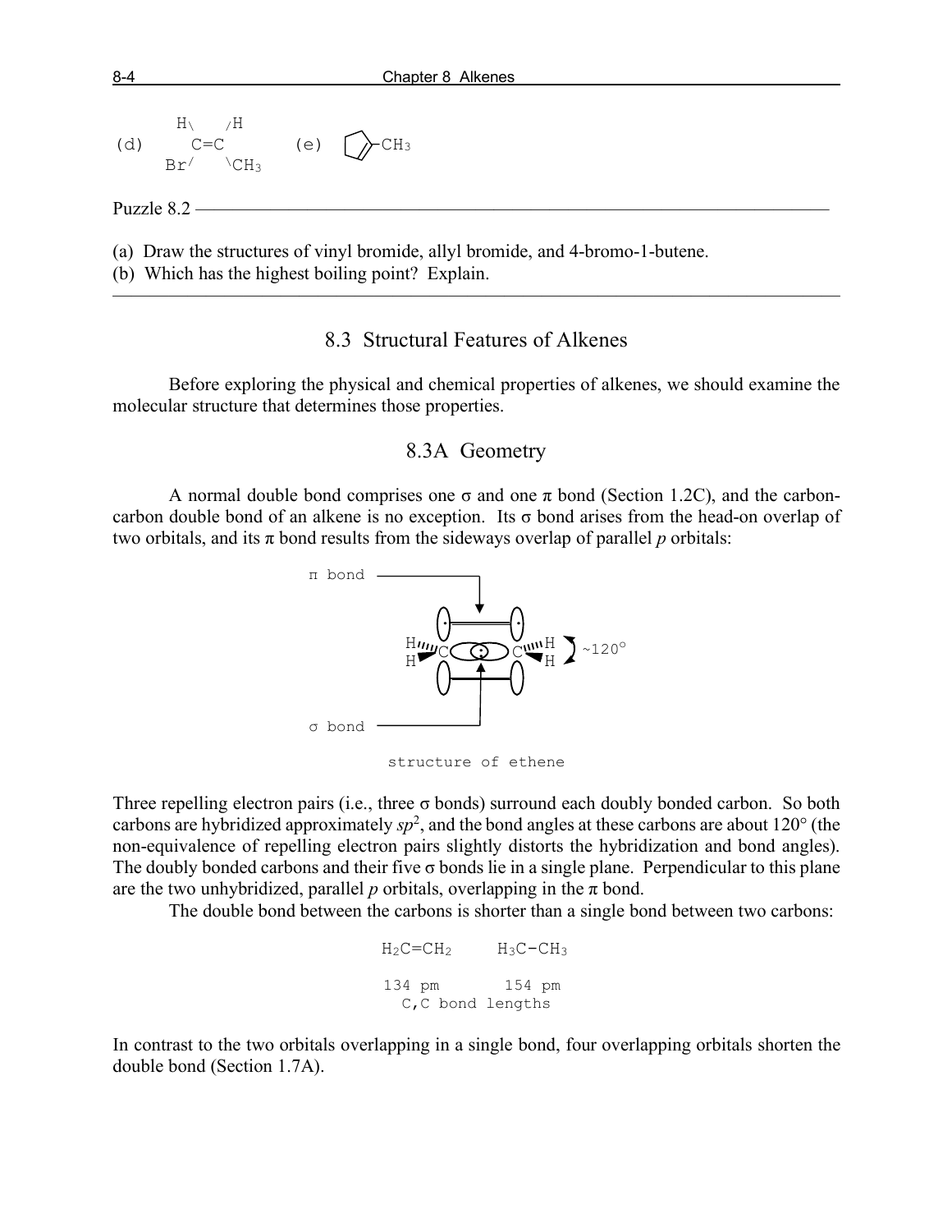(d) 
```
      H\    /H
        C=C
      Br/   \CH3
```
(e) [cyclopentene ring]–$CH_3$

Puzzle 8.2

(a) Draw the structures of vinyl bromide, allyl bromide, and 4-bromo-1-butene.
(b) Which has the highest boiling point? Explain.

## 8.3 Structural Features of Alkenes

Before exploring the physical and chemical properties of alkenes, we should examine the molecular structure that determines those properties.

### 8.3A Geometry

A normal double bond comprises one σ and one π bond (Section 1.2C), and the carbon-carbon double bond of an alkene is no exception. Its σ bond arises from the head-on overlap of two orbitals, and its π bond results from the sideways overlap of parallel *p* orbitals:

π bond

~120°

σ bond

structure of ethene

Three repelling electron pairs (i.e., three σ bonds) surround each doubly bonded carbon. So both carbons are hybridized approximately $sp^2$, and the bond angles at these carbons are about 120° (the non-equivalence of repelling electron pairs slightly distorts the hybridization and bond angles). The doubly bonded carbons and their five σ bonds lie in a single plane. Perpendicular to this plane are the two unhybridized, parallel *p* orbitals, overlapping in the π bond.

The double bond between the carbons is shorter than a single bond between two carbons:

| $H_2C{=}CH_2$ | $H_3C{-}CH_3$ |
| --- | --- |
| 134 pm | 154 pm |

C,C bond lengths

In contrast to the two orbitals overlapping in a single bond, four overlapping orbitals shorten the double bond (Section 1.7A).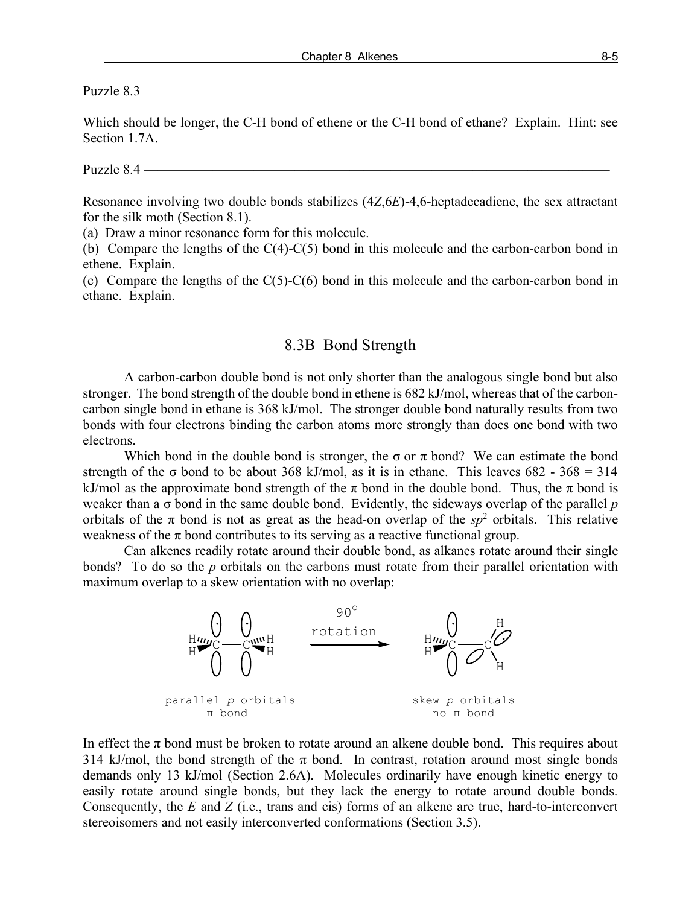Puzzle 8.3

Which should be longer, the C-H bond of ethene or the C-H bond of ethane? Explain. Hint: see Section 1.7A.

Puzzle 8.4

Resonance involving two double bonds stabilizes (4*Z*,6*E*)-4,6-heptadecadiene, the sex attractant for the silk moth (Section 8.1).

(a) Draw a minor resonance form for this molecule.

(b) Compare the lengths of the C(4)-C(5) bond in this molecule and the carbon-carbon bond in ethene. Explain.

(c) Compare the lengths of the C(5)-C(6) bond in this molecule and the carbon-carbon bond in ethane. Explain.

---

## 8.3B Bond Strength

A carbon-carbon double bond is not only shorter than the analogous single bond but also stronger. The bond strength of the double bond in ethene is 682 kJ/mol, whereas that of the carbon-carbon single bond in ethane is 368 kJ/mol. The stronger double bond naturally results from two bonds with four electrons binding the carbon atoms more strongly than does one bond with two electrons.

Which bond in the double bond is stronger, the σ or π bond? We can estimate the bond strength of the σ bond to be about 368 kJ/mol, as it is in ethane. This leaves 682 - 368 = 314 kJ/mol as the approximate bond strength of the π bond in the double bond. Thus, the π bond is weaker than a σ bond in the same double bond. Evidently, the sideways overlap of the parallel *p* orbitals of the π bond is not as great as the head-on overlap of the $sp^2$ orbitals. This relative weakness of the π bond contributes to its serving as a reactive functional group.

Can alkenes readily rotate around their double bond, as alkanes rotate around their single bonds? To do so the *p* orbitals on the carbons must rotate from their parallel orientation with maximum overlap to a skew orientation with no overlap:

90° rotation

parallel *p* orbitals
π bond

skew *p* orbitals
no π bond

In effect the π bond must be broken to rotate around an alkene double bond. This requires about 314 kJ/mol, the bond strength of the π bond. In contrast, rotation around most single bonds demands only 13 kJ/mol (Section 2.6A). Molecules ordinarily have enough kinetic energy to easily rotate around single bonds, but they lack the energy to rotate around double bonds. Consequently, the *E* and *Z* (i.e., trans and cis) forms of an alkene are true, hard-to-interconvert stereoisomers and not easily interconverted conformations (Section 3.5).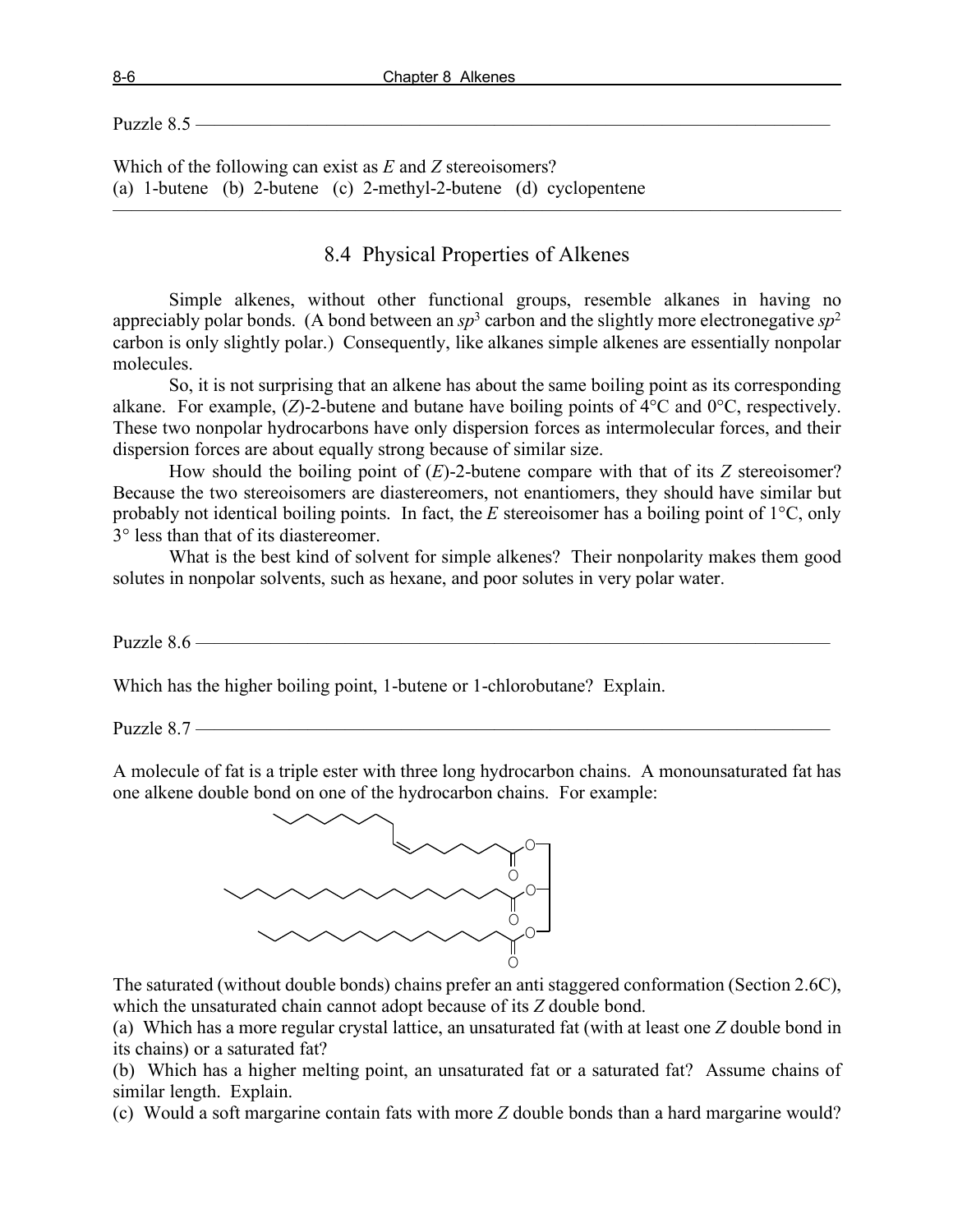Puzzle 8.5

Which of the following can exist as *E* and *Z* stereoisomers?
(a) 1-butene (b) 2-butene (c) 2-methyl-2-butene (d) cyclopentene

## 8.4 Physical Properties of Alkenes

Simple alkenes, without other functional groups, resemble alkanes in having no appreciably polar bonds. (A bond between an $sp^3$ carbon and the slightly more electronegative $sp^2$ carbon is only slightly polar.) Consequently, like alkanes simple alkenes are essentially nonpolar molecules.

So, it is not surprising that an alkene has about the same boiling point as its corresponding alkane. For example, (*Z*)-2-butene and butane have boiling points of 4°C and 0°C, respectively. These two nonpolar hydrocarbons have only dispersion forces as intermolecular forces, and their dispersion forces are about equally strong because of similar size.

How should the boiling point of (*E*)-2-butene compare with that of its *Z* stereoisomer? Because the two stereoisomers are diastereomers, not enantiomers, they should have similar but probably not identical boiling points. In fact, the *E* stereoisomer has a boiling point of 1°C, only 3° less than that of its diastereomer.

What is the best kind of solvent for simple alkenes? Their nonpolarity makes them good solutes in nonpolar solvents, such as hexane, and poor solutes in very polar water.

Puzzle 8.6

Which has the higher boiling point, 1-butene or 1-chlorobutane? Explain.

Puzzle 8.7

A molecule of fat is a triple ester with three long hydrocarbon chains. A monounsaturated fat has one alkene double bond on one of the hydrocarbon chains. For example:

The saturated (without double bonds) chains prefer an anti staggered conformation (Section 2.6C), which the unsaturated chain cannot adopt because of its *Z* double bond.
(a) Which has a more regular crystal lattice, an unsaturated fat (with at least one *Z* double bond in its chains) or a saturated fat?
(b) Which has a higher melting point, an unsaturated fat or a saturated fat? Assume chains of similar length. Explain.
(c) Would a soft margarine contain fats with more *Z* double bonds than a hard margarine would?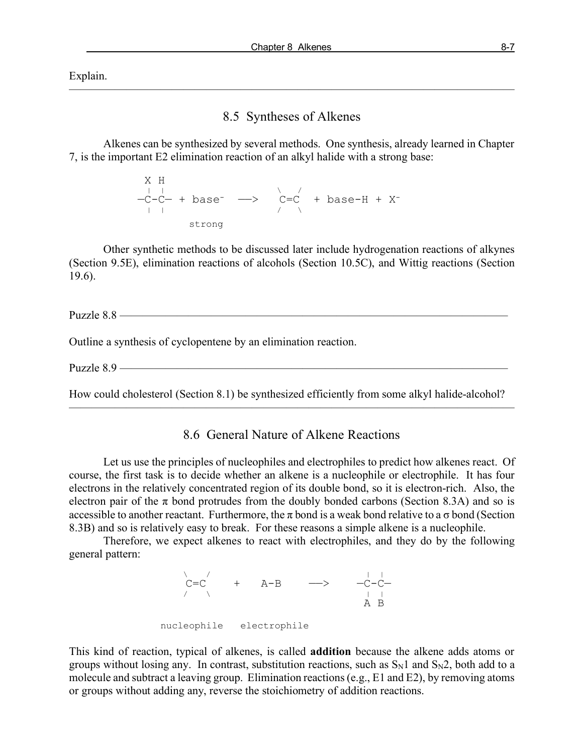Explain.

---

## 8.5 Syntheses of Alkenes

Alkenes can be synthesized by several methods. One synthesis, already learned in Chapter 7, is the important E2 elimination reaction of an alkyl halide with a strong base:

```
  X  H
  |  |                       \   /
 —C-C— + base⁻  ——>    C=C   + base-H + X⁻
  |  |                       /   \
        strong
```

Other synthetic methods to be discussed later include hydrogenation reactions of alkynes (Section 9.5E), elimination reactions of alcohols (Section 10.5C), and Wittig reactions (Section 19.6).

Puzzle 8.8 ————————————————————————————

Outline a synthesis of cyclopentene by an elimination reaction.

Puzzle 8.9 ————————————————————————————

How could cholesterol (Section 8.1) be synthesized efficiently from some alkyl halide-alcohol?

---

## 8.6 General Nature of Alkene Reactions

Let us use the principles of nucleophiles and electrophiles to predict how alkenes react. Of course, the first task is to decide whether an alkene is a nucleophile or electrophile. It has four electrons in the relatively concentrated region of its double bond, so it is electron-rich. Also, the electron pair of the π bond protrudes from the doubly bonded carbons (Section 8.3A) and so is accessible to another reactant. Furthermore, the π bond is a weak bond relative to a σ bond (Section 8.3B) and so is relatively easy to break. For these reasons a simple alkene is a nucleophile.

Therefore, we expect alkenes to react with electrophiles, and they do by the following general pattern:

```
 \   /                          |  |
  C=C      +     A-B    ——>    —C-C—
 /   \                          |  |
                                A  B

 nucleophile   electrophile
```

This kind of reaction, typical of alkenes, is called **addition** because the alkene adds atoms or groups without losing any. In contrast, substitution reactions, such as $S_N1$ and $S_N2$, both add to a molecule and subtract a leaving group. Elimination reactions (e.g., E1 and E2), by removing atoms or groups without adding any, reverse the stoichiometry of addition reactions.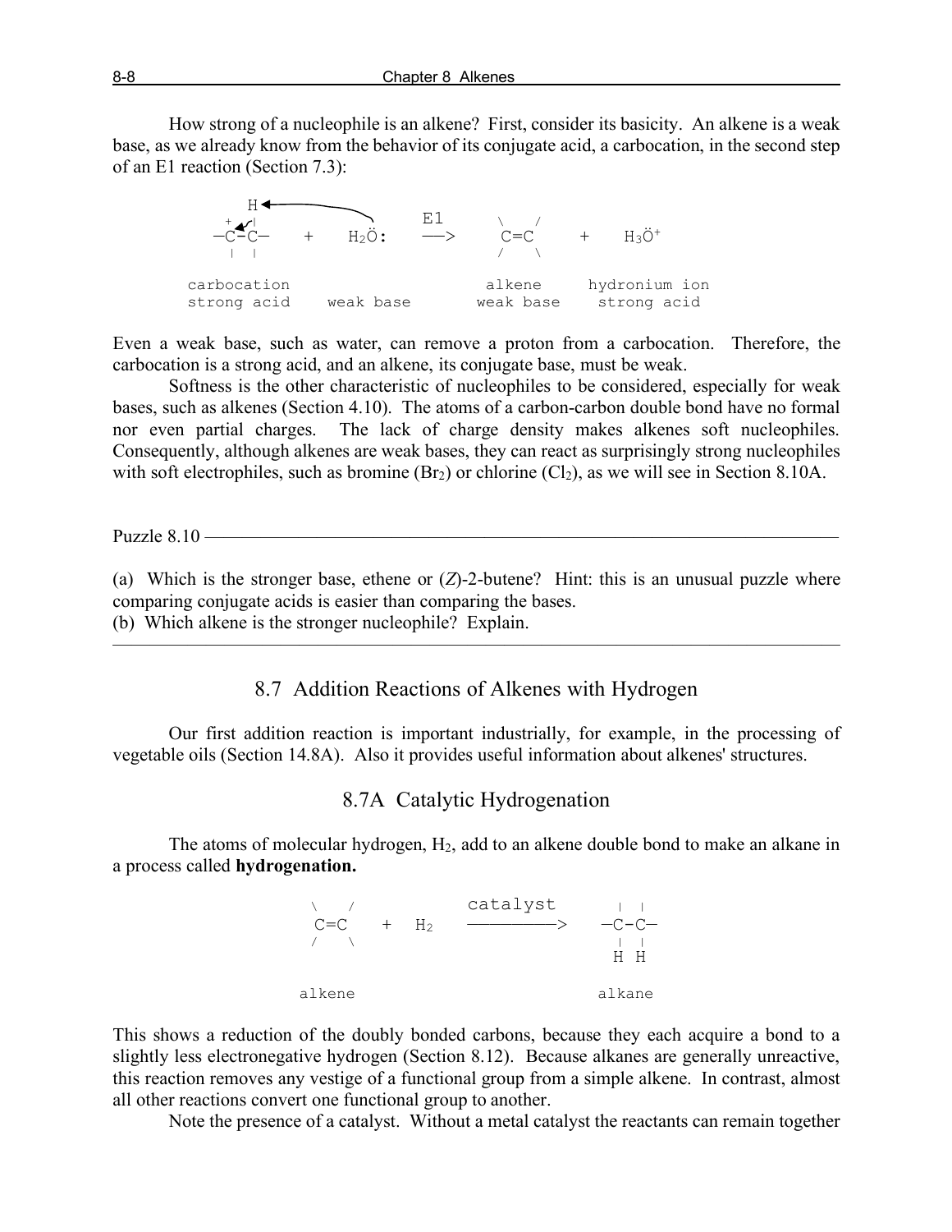How strong of a nucleophile is an alkene? First, consider its basicity. An alkene is a weak base, as we already know from the behavior of its conjugate acid, a carbocation, in the second step of an E1 reaction (Section 7.3):

```
     H←──────────╮
   + ↙|          |        E1      \   /
  —C-C—    +    H2Ö:     ──>      C=C       +    H3Ö+
   |  |                           /   \

carbocation                      alkene      hydronium ion
strong acid    weak base        weak base     strong acid
```

Even a weak base, such as water, can remove a proton from a carbocation. Therefore, the carbocation is a strong acid, and an alkene, its conjugate base, must be weak.

Softness is the other characteristic of nucleophiles to be considered, especially for weak bases, such as alkenes (Section 4.10). The atoms of a carbon-carbon double bond have no formal nor even partial charges. The lack of charge density makes alkenes soft nucleophiles. Consequently, although alkenes are weak bases, they can react as surprisingly strong nucleophiles with soft electrophiles, such as bromine ($Br_2$) or chlorine ($Cl_2$), as we will see in Section 8.10A.

---

Puzzle 8.10

(a) Which is the stronger base, ethene or (*Z*)-2-butene? Hint: this is an unusual puzzle where comparing conjugate acids is easier than comparing the bases.
(b) Which alkene is the stronger nucleophile? Explain.

---

## 8.7 Addition Reactions of Alkenes with Hydrogen

Our first addition reaction is important industrially, for example, in the processing of vegetable oils (Section 14.8A). Also it provides useful information about alkenes' structures.

### 8.7A Catalytic Hydrogenation

The atoms of molecular hydrogen, $H_2$, add to an alkene double bond to make an alkane in a process called **hydrogenation.**

```
 \   /              catalyst       |  |
  C=C    +   H2    ─────────>    —C-C—
 /   \                             |  |
                                   H  H

alkene                           alkane
```

This shows a reduction of the doubly bonded carbons, because they each acquire a bond to a slightly less electronegative hydrogen (Section 8.12). Because alkanes are generally unreactive, this reaction removes any vestige of a functional group from a simple alkene. In contrast, almost all other reactions convert one functional group to another.

Note the presence of a catalyst. Without a metal catalyst the reactants can remain together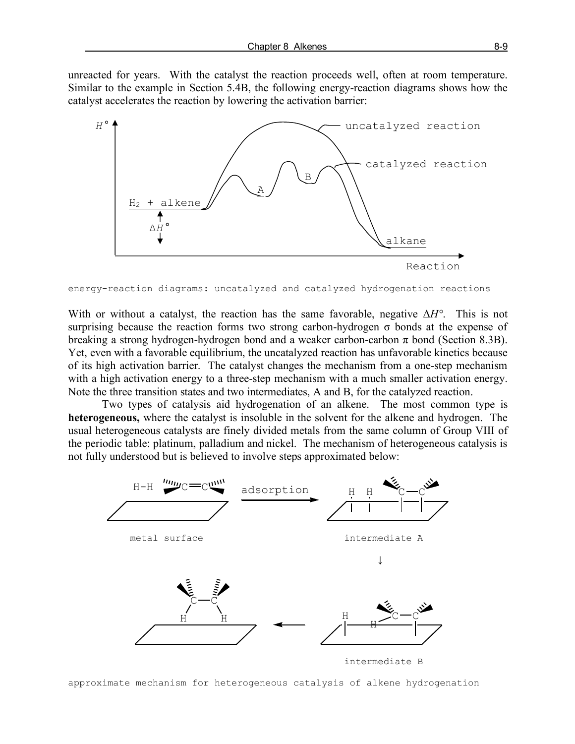unreacted for years. With the catalyst the reaction proceeds well, often at room temperature. Similar to the example in Section 5.4B, the following energy-reaction diagrams shows how the catalyst accelerates the reaction by lowering the activation barrier:

energy-reaction diagrams: uncatalyzed and catalyzed hydrogenation reactions

With or without a catalyst, the reaction has the same favorable, negative $\Delta H°$. This is not surprising because the reaction forms two strong carbon-hydrogen σ bonds at the expense of breaking a strong hydrogen-hydrogen bond and a weaker carbon-carbon π bond (Section 8.3B). Yet, even with a favorable equilibrium, the uncatalyzed reaction has unfavorable kinetics because of its high activation barrier. The catalyst changes the mechanism from a one-step mechanism with a high activation energy to a three-step mechanism with a much smaller activation energy. Note the three transition states and two intermediates, A and B, for the catalyzed reaction.

Two types of catalysis aid hydrogenation of an alkene. The most common type is **heterogeneous,** where the catalyst is insoluble in the solvent for the alkene and hydrogen. The usual heterogeneous catalysts are finely divided metals from the same column of Group VIII of the periodic table: platinum, palladium and nickel. The mechanism of heterogeneous catalysis is not fully understood but is believed to involve steps approximated below:

approximate mechanism for heterogeneous catalysis of alkene hydrogenation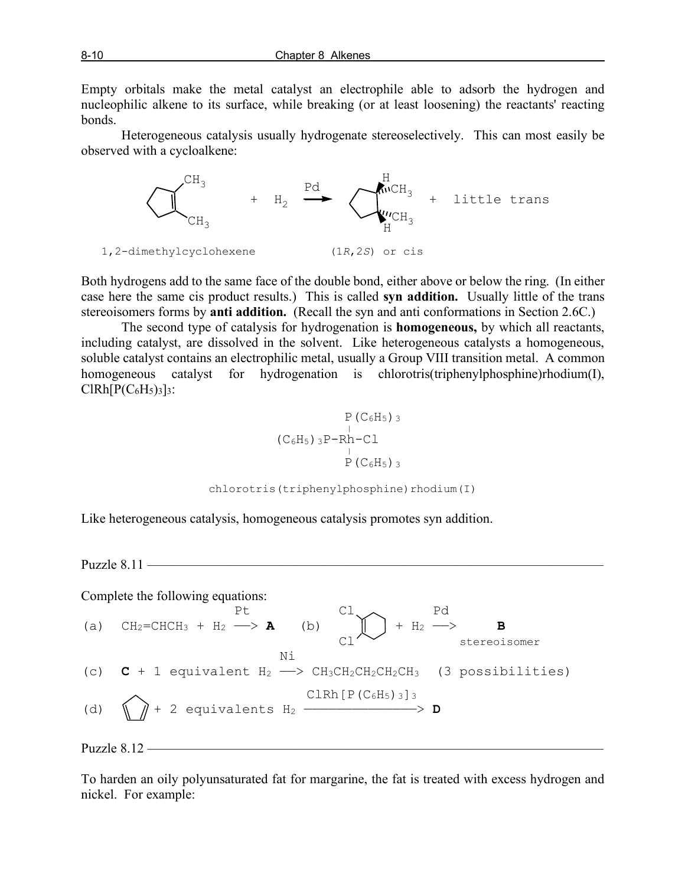Empty orbitals make the metal catalyst an electrophile able to adsorb the hydrogen and nucleophilic alkene to its surface, while breaking (or at least loosening) the reactants' reacting bonds.

Heterogeneous catalysis usually hydrogenate stereoselectively. This can most easily be observed with a cycloalkene:

$$\text{1,2-dimethylcyclohexene} + H_2 \xrightarrow{Pd} (1R,2S) \text{ or cis} + \text{little trans}$$

Both hydrogens add to the same face of the double bond, either above or below the ring. (In either case here the same cis product results.) This is called **syn addition.** Usually little of the trans stereoisomers forms by **anti addition.** (Recall the syn and anti conformations in Section 2.6C.)

The second type of catalysis for hydrogenation is **homogeneous,** by which all reactants, including catalyst, are dissolved in the solvent. Like heterogeneous catalysts a homogeneous, soluble catalyst contains an electrophilic metal, usually a Group VIII transition metal. A common homogeneous catalyst for hydrogenation is chlorotris(triphenylphosphine)rhodium(I), $ClRh[P(C_6H_5)_3]_3$:

$$(C_6H_5)_3P\text{-}Rh(P(C_6H_5)_3)_2\text{-}Cl$$

chlorotris(triphenylphosphine)rhodium(I)

Like heterogeneous catalysis, homogeneous catalysis promotes syn addition.

Puzzle 8.11

Complete the following equations:

(a) $CH_2{=}CHCH_3 + H_2 \xrightarrow{Pt}$ **A**

(b) 1,2-dichlorocyclohexene $+ H_2 \xrightarrow{Pd}$ **B** stereoisomer

(c) **C** + 1 equivalent $H_2 \xrightarrow{Ni} CH_3CH_2CH_2CH_2CH_3$ (3 possibilities)

(d) cyclopentadiene + 2 equivalents $H_2 \xrightarrow{ClRh[P(C_6H_5)_3]_3}$ **D**

Puzzle 8.12

To harden an oily polyunsaturated fat for margarine, the fat is treated with excess hydrogen and nickel. For example: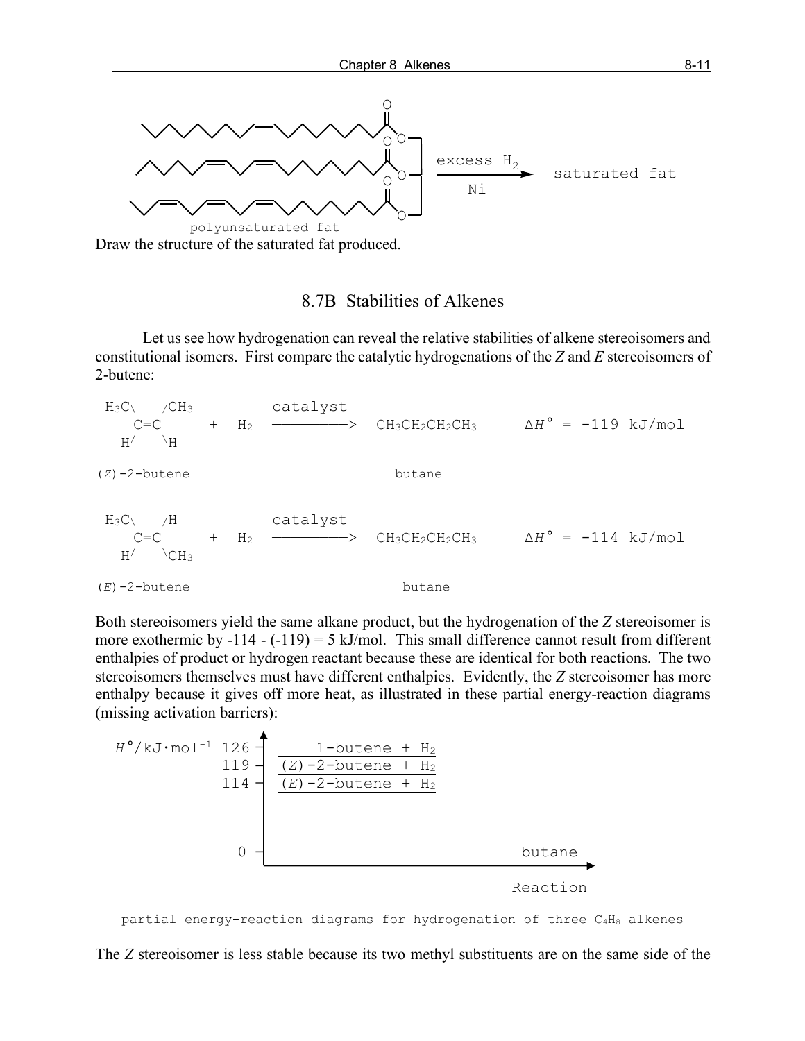polyunsaturated fat $\xrightarrow[\text{Ni}]{\text{excess } H_2}$ saturated fat

Draw the structure of the saturated fat produced.

---

## 8.7B Stabilities of Alkenes

Let us see how hydrogenation can reveal the relative stabilities of alkene stereoisomers and constitutional isomers. First compare the catalytic hydrogenations of the *Z* and *E* stereoisomers of 2-butene:

(*Z*)-2-butene + $H_2$ $\xrightarrow{\text{catalyst}}$ $CH_3CH_2CH_2CH_3$ (butane) $\Delta H° = -119$ kJ/mol

(*E*)-2-butene + $H_2$ $\xrightarrow{\text{catalyst}}$ $CH_3CH_2CH_2CH_3$ (butane) $\Delta H° = -114$ kJ/mol

Both stereoisomers yield the same alkane product, but the hydrogenation of the *Z* stereoisomer is more exothermic by -114 - (-119) = 5 kJ/mol. This small difference cannot result from different enthalpies of product or hydrogen reactant because these are identical for both reactions. The two stereoisomers themselves must have different enthalpies. Evidently, the *Z* stereoisomer has more enthalpy because it gives off more heat, as illustrated in these partial energy-reaction diagrams (missing activation barriers):

| $H°$/kJ·mol$^{-1}$ | Species |
|---|---|
| 126 | 1-butene + $H_2$ |
| 119 | (*Z*)-2-butene + $H_2$ |
| 114 | (*E*)-2-butene + $H_2$ |
| 0 | butane |

partial energy-reaction diagrams for hydrogenation of three $C_4H_8$ alkenes

The *Z* stereoisomer is less stable because its two methyl substituents are on the same side of the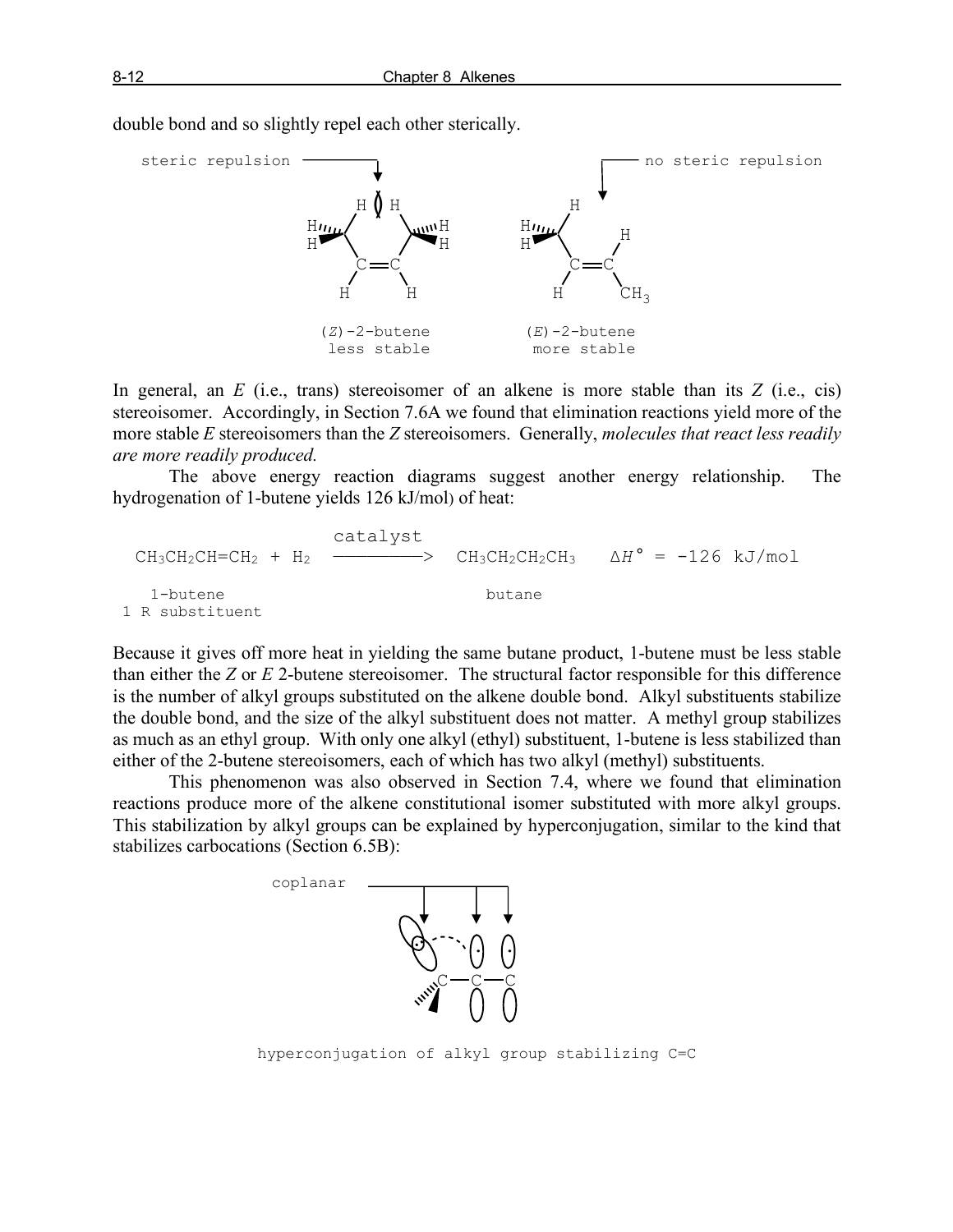double bond and so slightly repel each other sterically.

steric repulsion — no steric repulsion

(*Z*)-2-butene
less stable

(*E*)-2-butene
more stable

In general, an *E* (i.e., trans) stereoisomer of an alkene is more stable than its *Z* (i.e., cis) stereoisomer. Accordingly, in Section 7.6A we found that elimination reactions yield more of the more stable *E* stereoisomers than the *Z* stereoisomers. Generally, *molecules that react less readily are more readily produced.*

The above energy reaction diagrams suggest another energy relationship. The hydrogenation of 1-butene yields 126 kJ/mol) of heat:

$$CH_3CH_2CH{=}CH_2 + H_2 \xrightarrow{\text{catalyst}} CH_3CH_2CH_2CH_3 \quad \Delta H^\circ = -126 \text{ kJ/mol}$$

1-butene
1 R substituent

butane

Because it gives off more heat in yielding the same butane product, 1-butene must be less stable than either the *Z* or *E* 2-butene stereoisomer. The structural factor responsible for this difference is the number of alkyl groups substituted on the alkene double bond. Alkyl substituents stabilize the double bond, and the size of the alkyl substituent does not matter. A methyl group stabilizes as much as an ethyl group. With only one alkyl (ethyl) substituent, 1-butene is less stabilized than either of the 2-butene stereoisomers, each of which has two alkyl (methyl) substituents.

This phenomenon was also observed in Section 7.4, where we found that elimination reactions produce more of the alkene constitutional isomer substituted with more alkyl groups. This stabilization by alkyl groups can be explained by hyperconjugation, similar to the kind that stabilizes carbocations (Section 6.5B):

coplanar

hyperconjugation of alkyl group stabilizing C=C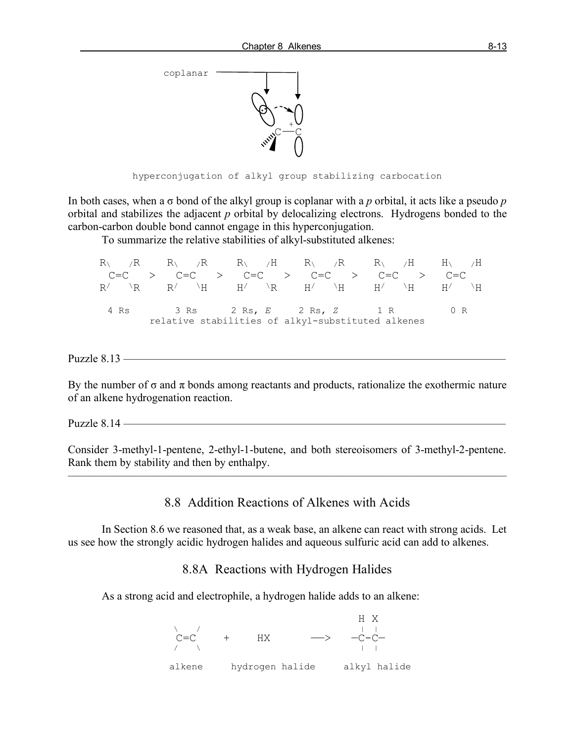coplanar

hyperconjugation of alkyl group stabilizing carbocation

In both cases, when a σ bond of the alkyl group is coplanar with a *p* orbital, it acts like a pseudo *p* orbital and stabilizes the adjacent *p* orbital by delocalizing electrons. Hydrogens bonded to the carbon-carbon double bond cannot engage in this hyperconjugation.

To summarize the relative stabilities of alkyl-substituted alkenes:

```
R\   /R     R\   /R     R\   /H     R\   /R     R\   /H     H\   /H
  C=C    >    C=C    >    C=C    >    C=C    >    C=C    >    C=C
R/   \R     R/   \H     H/   \R     H/   \H     H/   \H     H/   \H

 4 Rs        3 Rs      2 Rs, E     2 Rs, Z       1 R          0 R
```

relative stabilities of alkyl-substituted alkenes

Puzzle 8.13

By the number of σ and π bonds among reactants and products, rationalize the exothermic nature of an alkene hydrogenation reaction.

Puzzle 8.14

Consider 3-methyl-1-pentene, 2-ethyl-1-butene, and both stereoisomers of 3-methyl-2-pentene. Rank them by stability and then by enthalpy.

## 8.8 Addition Reactions of Alkenes with Acids

In Section 8.6 we reasoned that, as a weak base, an alkene can react with strong acids. Let us see how the strongly acidic hydrogen halides and aqueous sulfuric acid can add to alkenes.

### 8.8A Reactions with Hydrogen Halides

As a strong acid and electrophile, a hydrogen halide adds to an alkene:

```
                                  H X
 \   /                            | |
  C=C     +     HX       —>     —C-C—
 /   \                            | |

alkene     hydrogen halide     alkyl halide
```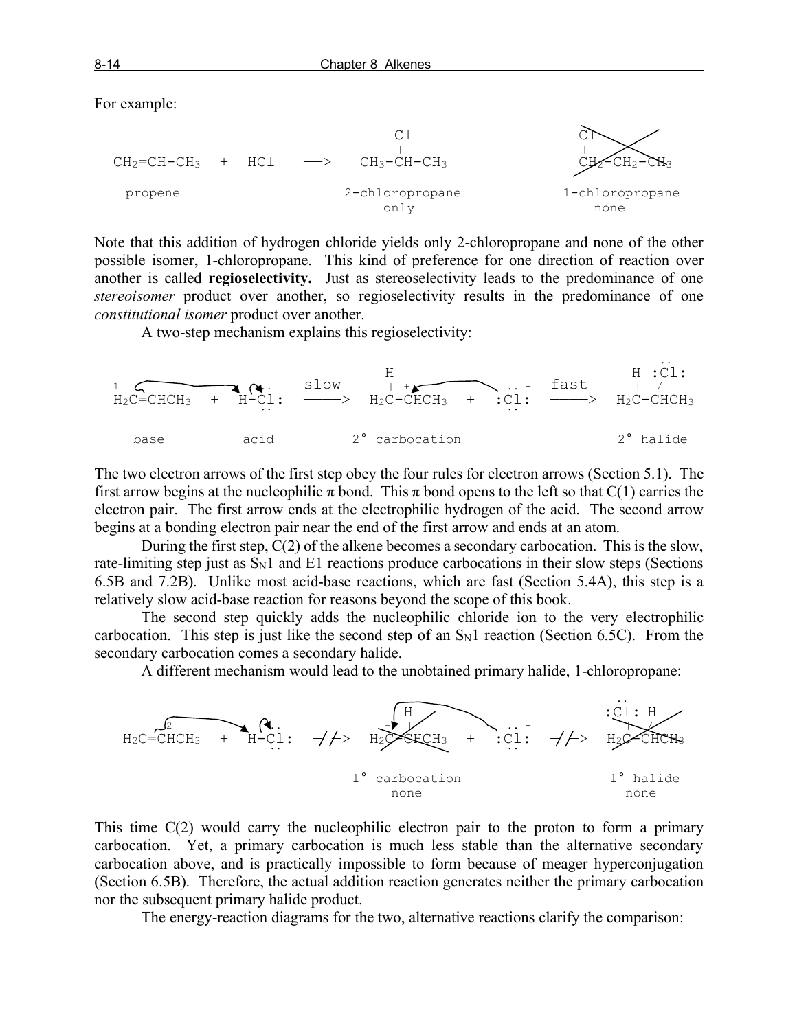For example:

```
                                    Cl                      Cl
                                    |                       |
CH2=CH-CH3   +   HCl    —->    CH3-CH-CH3              CH2-CH2-CH3

 propene                     2-chloropropane         1-chloropropane
                                  only                     none
```

Note that this addition of hydrogen chloride yields only 2-chloropropane and none of the other possible isomer, 1-chloropropane. This kind of preference for one direction of reaction over another is called **regioselectivity.** Just as stereoselectivity leads to the predominance of one *stereoisomer* product over another, so regioselectivity results in the predominance of one *constitutional isomer* product over another.

A two-step mechanism explains this regioselectivity:

```
                                       H                              H :Cl:
1                            slow      |  +          .. -    fast     |  /
H2C=CHCH3   +   H-Cl:      ———>    H2C-CHCH3   +   :Cl:     ———>   H2C-CHCH3
                   ..                                ..

  base           acid           2° carbocation                      2° halide
```

The two electron arrows of the first step obey the four rules for electron arrows (Section 5.1). The first arrow begins at the nucleophilic π bond. This π bond opens to the left so that C(1) carries the electron pair. The first arrow ends at the electrophilic hydrogen of the acid. The second arrow begins at a bonding electron pair near the end of the first arrow and ends at an atom.

During the first step, C(2) of the alkene becomes a secondary carbocation. This is the slow, rate-limiting step just as $S_N1$ and E1 reactions produce carbocations in their slow steps (Sections 6.5B and 7.2B). Unlike most acid-base reactions, which are fast (Section 5.4A), this step is a relatively slow acid-base reaction for reasons beyond the scope of this book.

The second step quickly adds the nucleophilic chloride ion to the very electrophilic carbocation. This step is just like the second step of an $S_N1$ reaction (Section 6.5C). From the secondary carbocation comes a secondary halide.

A different mechanism would lead to the unobtained primary halide, 1-chloropropane:

```
     2                                  H                              :Cl: H
H2C=CHCH3   +   H-Cl:    -//->     H2C-CHCH3   +   :Cl:    -//->    H2C-CHCH3
                  ..                 +             ..

                                  1° carbocation                     1° halide
                                       none                            none
```

This time C(2) would carry the nucleophilic electron pair to the proton to form a primary carbocation. Yet, a primary carbocation is much less stable than the alternative secondary carbocation above, and is practically impossible to form because of meager hyperconjugation (Section 6.5B). Therefore, the actual addition reaction generates neither the primary carbocation nor the subsequent primary halide product.

The energy-reaction diagrams for the two, alternative reactions clarify the comparison: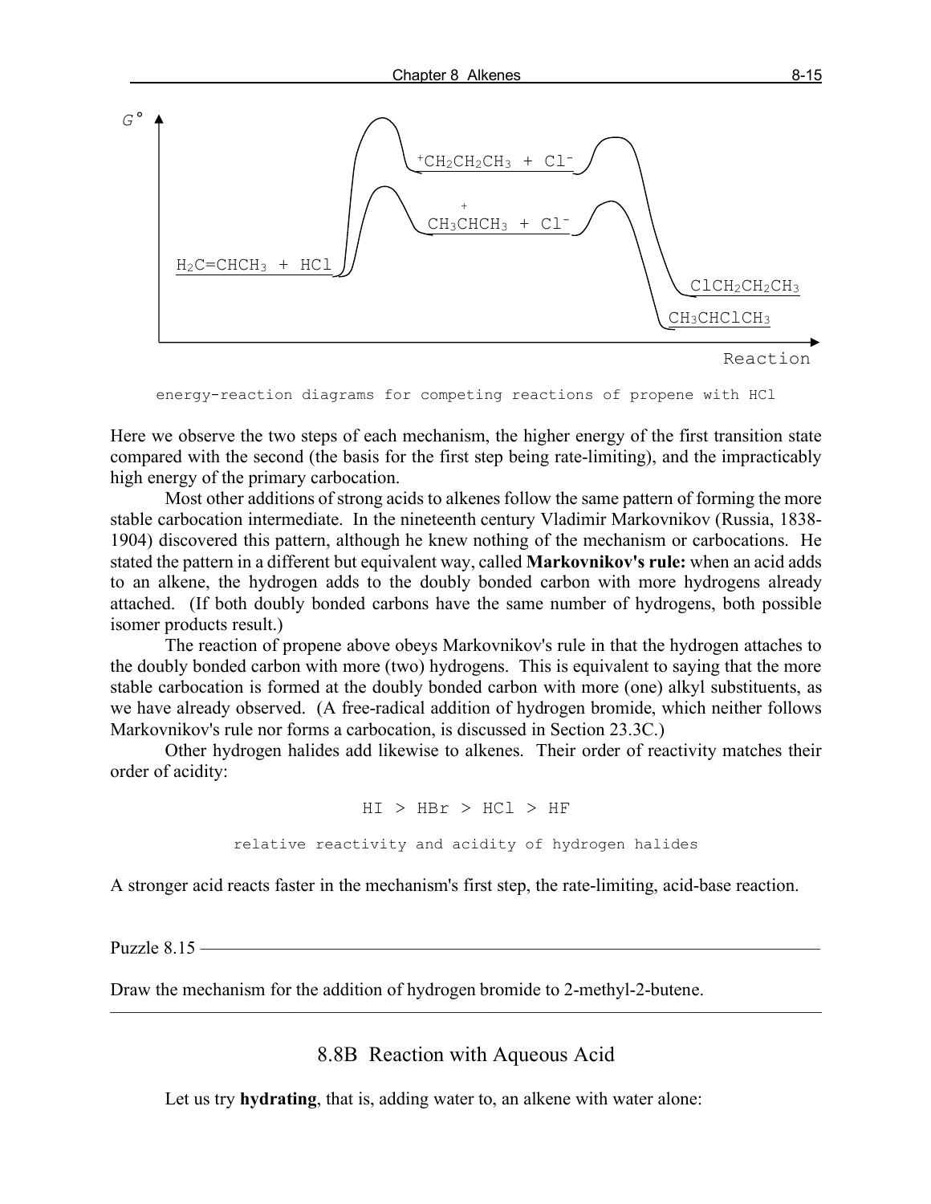energy-reaction diagrams for competing reactions of propene with HCl

Here we observe the two steps of each mechanism, the higher energy of the first transition state compared with the second (the basis for the first step being rate-limiting), and the impracticably high energy of the primary carbocation.

Most other additions of strong acids to alkenes follow the same pattern of forming the more stable carbocation intermediate. In the nineteenth century Vladimir Markovnikov (Russia, 1838-1904) discovered this pattern, although he knew nothing of the mechanism or carbocations. He stated the pattern in a different but equivalent way, called **Markovnikov's rule:** when an acid adds to an alkene, the hydrogen adds to the doubly bonded carbon with more hydrogens already attached. (If both doubly bonded carbons have the same number of hydrogens, both possible isomer products result.)

The reaction of propene above obeys Markovnikov's rule in that the hydrogen attaches to the doubly bonded carbon with more (two) hydrogens. This is equivalent to saying that the more stable carbocation is formed at the doubly bonded carbon with more (one) alkyl substituents, as we have already observed. (A free-radical addition of hydrogen bromide, which neither follows Markovnikov's rule nor forms a carbocation, is discussed in Section 23.3C.)

Other hydrogen halides add likewise to alkenes. Their order of reactivity matches their order of acidity:

$$HI > HBr > HCl > HF$$

relative reactivity and acidity of hydrogen halides

A stronger acid reacts faster in the mechanism's first step, the rate-limiting, acid-base reaction.

---

Puzzle 8.15

Draw the mechanism for the addition of hydrogen bromide to 2-methyl-2-butene.

---

## 8.8B Reaction with Aqueous Acid

Let us try **hydrating**, that is, adding water to, an alkene with water alone: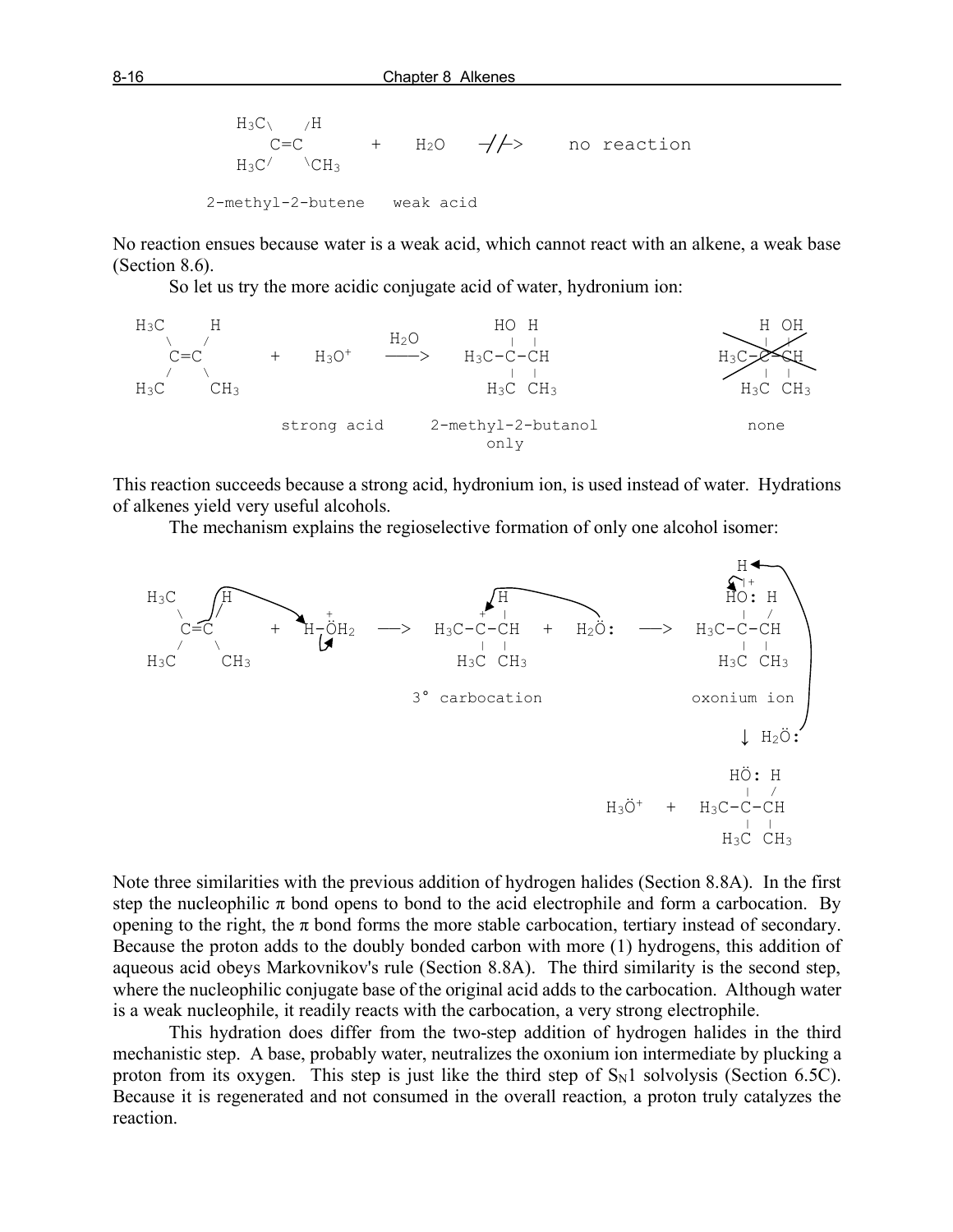```
    H3C\    /H
        C=C          +    H2O    -//->    no reaction
    H3C/    \CH3

 2-methyl-2-butene    weak acid
```

No reaction ensues because water is a weak acid, which cannot react with an alkene, a weak base (Section 8.6).

So let us try the more acidic conjugate acid of water, hydronium ion:

```
H3C     H                           HO  H                      H  OH
   \   /                    H2O      |  |                      |  |
    C=C        +   H3O+    ---->  H3C-C-CH                 H3C-C-CH   (crossed out)
   /   \                             |  |                      |  |
H3C     CH3                        H3C CH3                   H3C CH3

              strong acid      2-methyl-2-butanol                none
                                     only
```

This reaction succeeds because a strong acid, hydronium ion, is used instead of water. Hydrations of alkenes yield very useful alcohols.

The mechanism explains the regioselective formation of only one alcohol isomer:

```
H3C     H                          H                            H
   \   /            +              |                            |+
    C=C      +   H-OH2   --->  H3C-C+-CH  +  H2O:   --->       HO: H
   /   \                           |  |                         |  /
H3C     CH3                      H3C CH3                   H3C-C-CH
                                                                |  |
                              3° carbocation                  H3C CH3

                                                              oxonium ion

                                                                 | H2O:
                                                                 v

                                                              HO: H
                                                               |  /
                                                 H3O+  +  H3C-C-CH
                                                               |  |
                                                             H3C CH3
```

Note three similarities with the previous addition of hydrogen halides (Section 8.8A). In the first step the nucleophilic π bond opens to bond to the acid electrophile and form a carbocation. By opening to the right, the π bond forms the more stable carbocation, tertiary instead of secondary. Because the proton adds to the doubly bonded carbon with more (1) hydrogens, this addition of aqueous acid obeys Markovnikov's rule (Section 8.8A). The third similarity is the second step, where the nucleophilic conjugate base of the original acid adds to the carbocation. Although water is a weak nucleophile, it readily reacts with the carbocation, a very strong electrophile.

This hydration does differ from the two-step addition of hydrogen halides in the third mechanistic step. A base, probably water, neutralizes the oxonium ion intermediate by plucking a proton from its oxygen. This step is just like the third step of $S_N1$ solvolysis (Section 6.5C). Because it is regenerated and not consumed in the overall reaction, a proton truly catalyzes the reaction.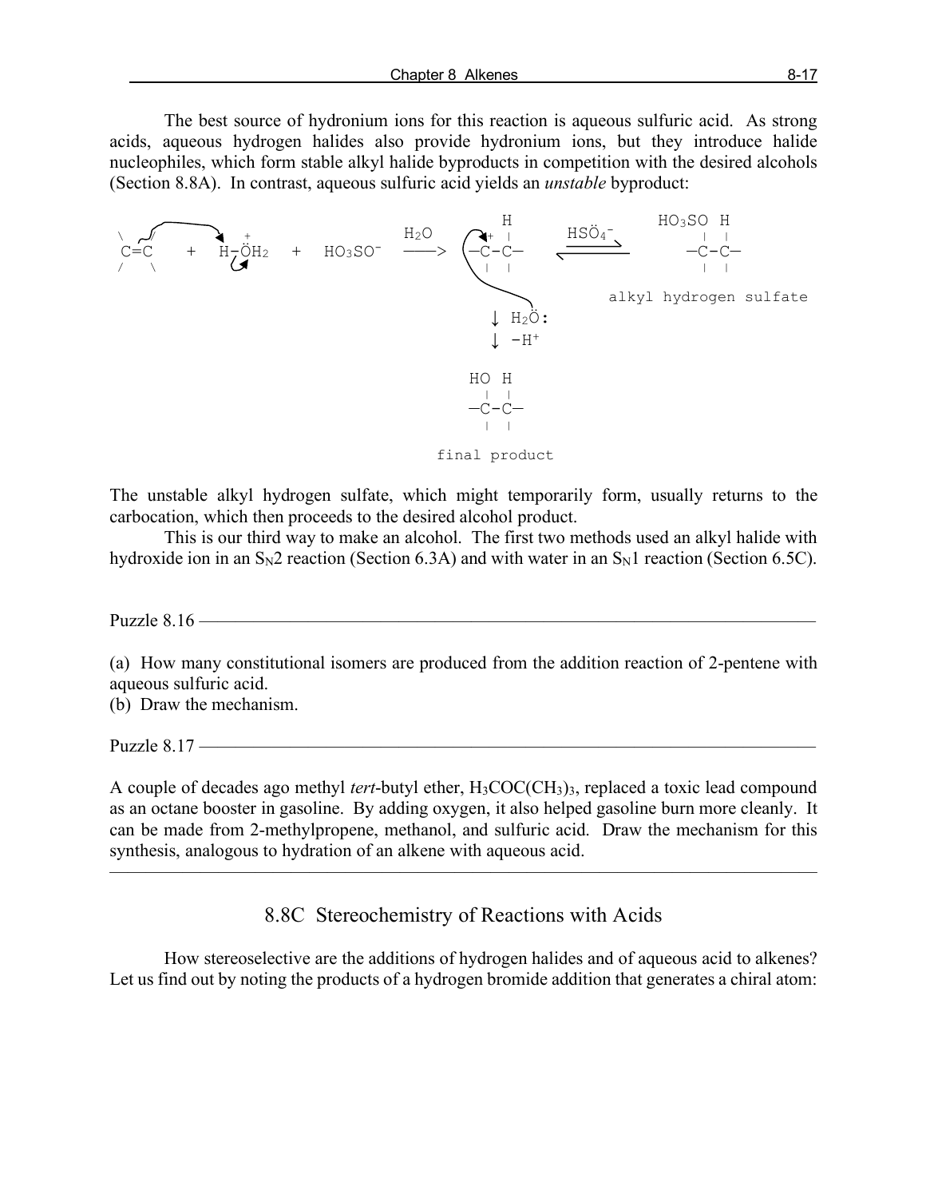The best source of hydronium ions for this reaction is aqueous sulfuric acid. As strong acids, aqueous hydrogen halides also provide hydronium ions, but they introduce halide nucleophiles, which form stable alkyl halide byproducts in competition with the desired alcohols (Section 8.8A). In contrast, aqueous sulfuric acid yields an *unstable* byproduct:

```
 \  /          +                    H2O        H          HSÖ4-       HO3SO  H
  C=C    +   H-ÖH2   +   HO3SO-    ----->   + |        -------->        |    |
 /  \                                       -C-C-     <--------        -C-C-
                                              | |                        |  |
                                                                  alkyl hydrogen sulfate
                                              ↓ H2Ö:
                                              ↓ -H+

                                             HO  H
                                              |  |
                                             -C-C-
                                              |  |

                                          final product
```

The unstable alkyl hydrogen sulfate, which might temporarily form, usually returns to the carbocation, which then proceeds to the desired alcohol product.

This is our third way to make an alcohol. The first two methods used an alkyl halide with hydroxide ion in an $S_N2$ reaction (Section 6.3A) and with water in an $S_N1$ reaction (Section 6.5C).

Puzzle 8.16

(a) How many constitutional isomers are produced from the addition reaction of 2-pentene with aqueous sulfuric acid.
(b) Draw the mechanism.

Puzzle 8.17

A couple of decades ago methyl *tert*-butyl ether, $H_3COC(CH_3)_3$, replaced a toxic lead compound as an octane booster in gasoline. By adding oxygen, it also helped gasoline burn more cleanly. It can be made from 2-methylpropene, methanol, and sulfuric acid. Draw the mechanism for this synthesis, analogous to hydration of an alkene with aqueous acid.

## 8.8C Stereochemistry of Reactions with Acids

How stereoselective are the additions of hydrogen halides and of aqueous acid to alkenes? Let us find out by noting the products of a hydrogen bromide addition that generates a chiral atom: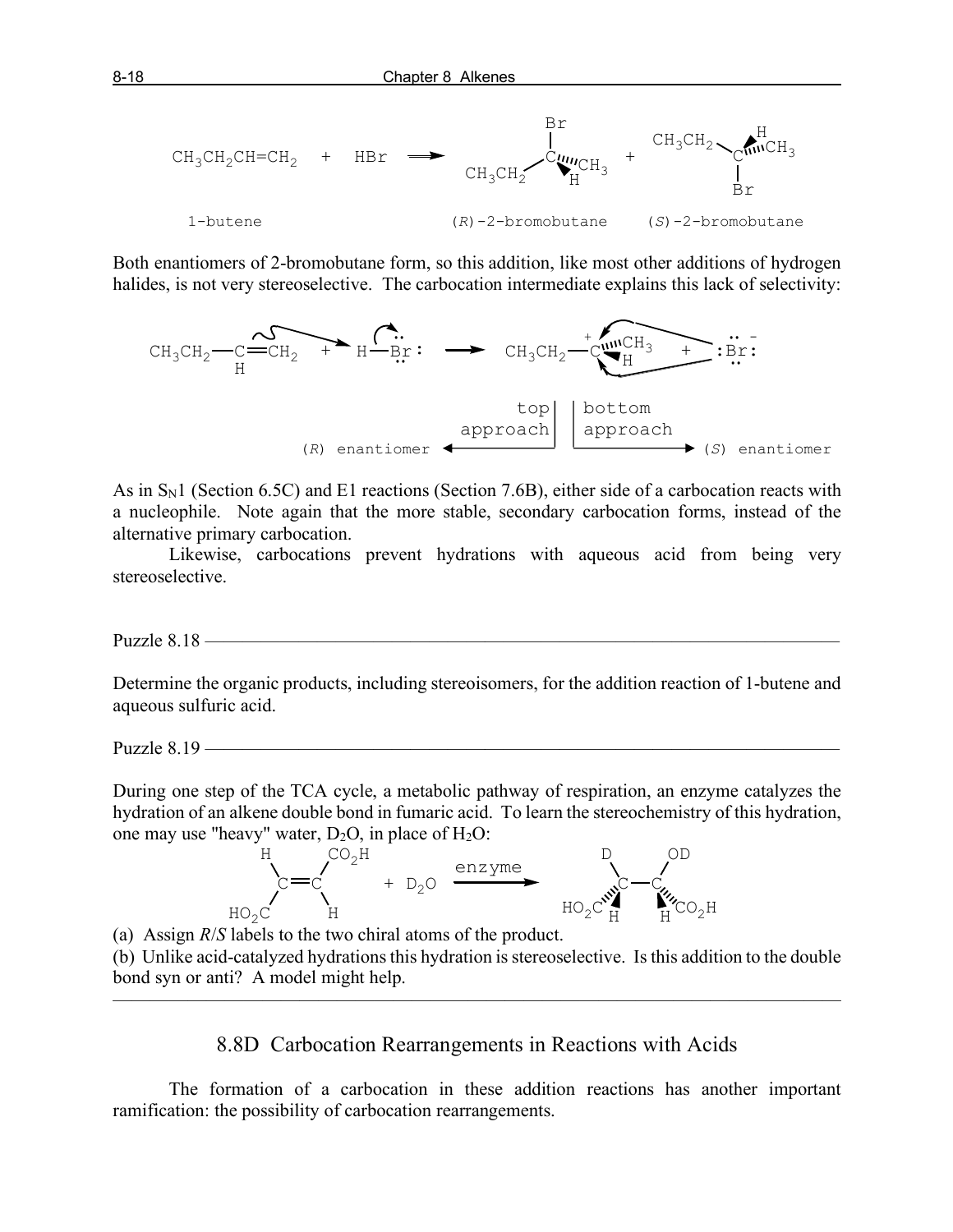Both enantiomers of 2-bromobutane form, so this addition, like most other additions of hydrogen halides, is not very stereoselective. The carbocation intermediate explains this lack of selectivity:

As in $S_N1$ (Section 6.5C) and E1 reactions (Section 7.6B), either side of a carbocation reacts with a nucleophile. Note again that the more stable, secondary carbocation forms, instead of the alternative primary carbocation.

Likewise, carbocations prevent hydrations with aqueous acid from being very stereoselective.

---

Puzzle 8.18

Determine the organic products, including stereoisomers, for the addition reaction of 1-butene and aqueous sulfuric acid.

Puzzle 8.19

During one step of the TCA cycle, a metabolic pathway of respiration, an enzyme catalyzes the hydration of an alkene double bond in fumaric acid. To learn the stereochemistry of this hydration, one may use "heavy" water, $D_2O$, in place of $H_2O$:

(a) Assign *R*/*S* labels to the two chiral atoms of the product.

(b) Unlike acid-catalyzed hydrations this hydration is stereoselective. Is this addition to the double bond syn or anti? A model might help.

---

## 8.8D Carbocation Rearrangements in Reactions with Acids

The formation of a carbocation in these addition reactions has another important ramification: the possibility of carbocation rearrangements.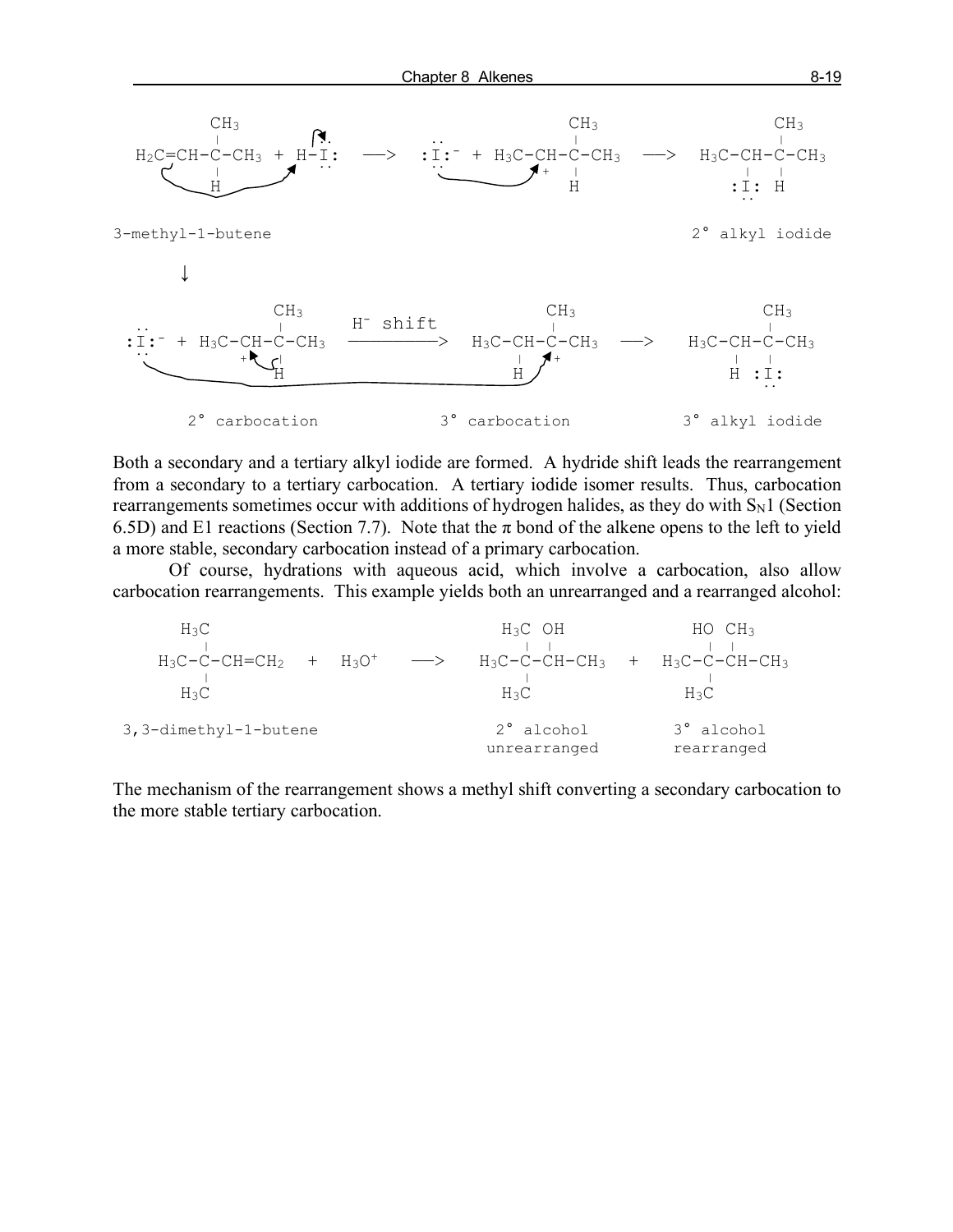```
              CH3                                        CH3                  CH3
              |                                          |                    |
H2C=CH-C-CH3 + H-I:   —>   :I:- + H3C-CH-C-CH3   —>   H3C-CH-C-CH3
              |                              +  |                  |  |
              H                                 H                 :I: H

3-methyl-1-butene                                              2° alkyl iodide

       ↓

                      CH3                       CH3                      CH3
                      |        H- shift         |                        |
:I:- + H3C-CH-C-CH3   ————————>   H3C-CH-C-CH3   —>   H3C-CH-C-CH3
             +    |                    |  +                 |   |
                  H                    H                    H  :I:

      2° carbocation             3° carbocation           3° alkyl iodide
```

Both a secondary and a tertiary alkyl iodide are formed. A hydride shift leads the rearrangement from a secondary to a tertiary carbocation. A tertiary iodide isomer results. Thus, carbocation rearrangements sometimes occur with additions of hydrogen halides, as they do with $S_N1$ (Section 6.5D) and E1 reactions (Section 7.7). Note that the π bond of the alkene opens to the left to yield a more stable, secondary carbocation instead of a primary carbocation.

Of course, hydrations with aqueous acid, which involve a carbocation, also allow carbocation rearrangements. This example yields both an unrearranged and a rearranged alcohol:

```
    H3C                               H3C  OH             HO  CH3
     |                                 |   |               |   |
H3C-C-CH=CH2   +   H3O+   —>    H3C-C-CH-CH3    +    H3C-C-CH-CH3
     |                                 |                   |
    H3C                               H3C                 H3C

3,3-dimethyl-1-butene              2° alcohol           3° alcohol
                                   unrearranged         rearranged
```

The mechanism of the rearrangement shows a methyl shift converting a secondary carbocation to the more stable tertiary carbocation.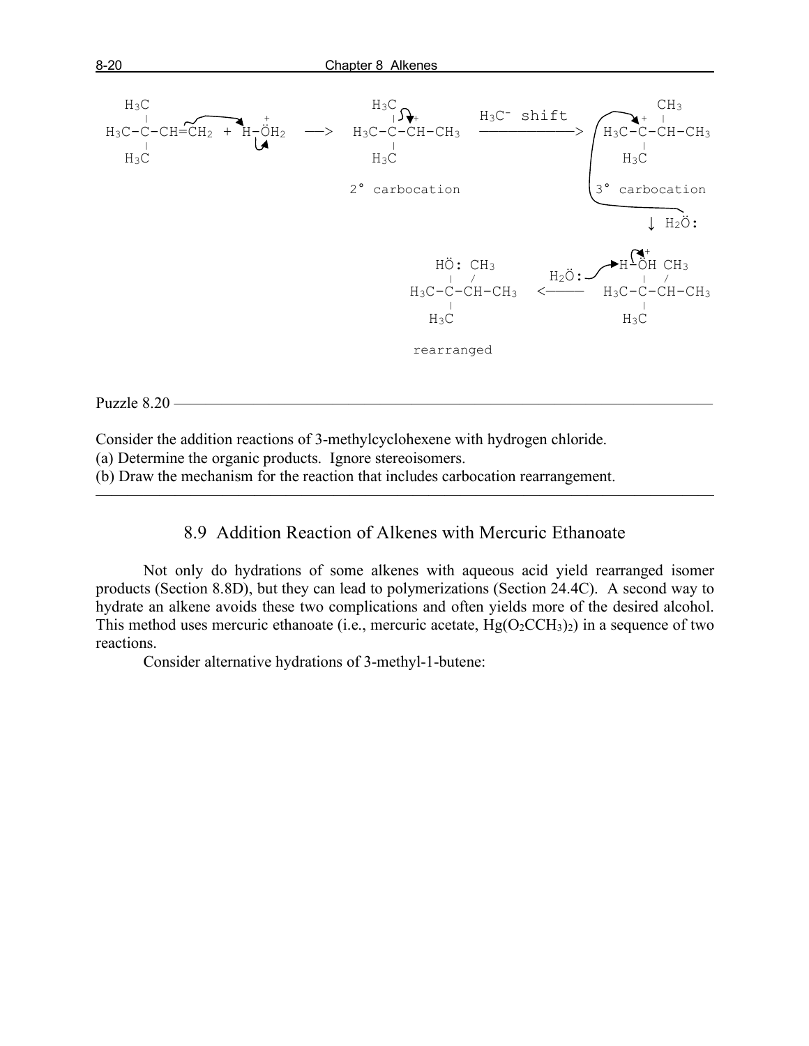```
   H3C                                H3C                                         CH3
    |                +                 |  +        H3C- shift                  +   |
H3C-C-CH=CH2 + H-ÖH2      -->   H3C-C-CH-CH3   ------------->          H3C-C-CH-CH3
    |                                  |                                        |
   H3C                                H3C                                      H3C

                                  2° carbocation                         3° carbocation

                                                                                  ↓ H2Ö:

                                        HÖ: CH3                           +
                                         |   /              H2Ö:     H-ÖH CH3
                                    H3C-C-CH-CH3     <----            |   /
                                         |                       H3C-C-CH-CH3
                                        H3C                           |
                                                                     H3C
                                     rearranged
```

Puzzle 8.20

Consider the addition reactions of 3-methylcyclohexene with hydrogen chloride.
(a) Determine the organic products. Ignore stereoisomers.
(b) Draw the mechanism for the reaction that includes carbocation rearrangement.

## 8.9 Addition Reaction of Alkenes with Mercuric Ethanoate

Not only do hydrations of some alkenes with aqueous acid yield rearranged isomer products (Section 8.8D), but they can lead to polymerizations (Section 24.4C). A second way to hydrate an alkene avoids these two complications and often yields more of the desired alcohol. This method uses mercuric ethanoate (i.e., mercuric acetate, $Hg(O_2CCH_3)_2$) in a sequence of two reactions.

Consider alternative hydrations of 3-methyl-1-butene: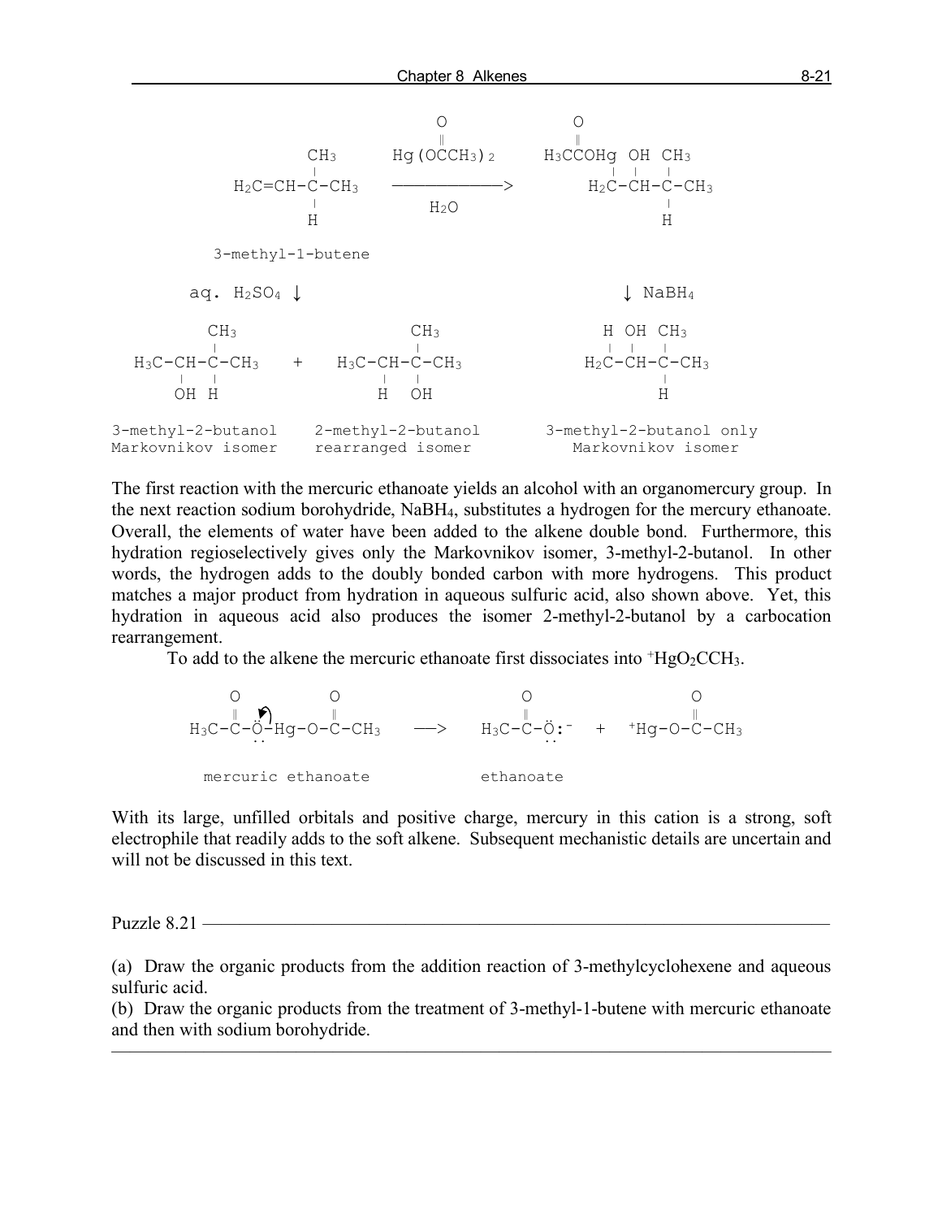```
                                   O              O
                                   ‖              ‖
                  CH3        Hg(OCCH3)2      H3CCOHg  OH  CH3
                   |                                 |   |   |
          H2C=CH-C-CH3     ──────────────>      H2C-CH-C-CH3
                   |                                     |
                   H            H2O                      H

          3-methyl-1-butene

       aq. H2SO4 ↓                                      ↓ NaBH4

          CH3                   CH3                  H  OH  CH3
           |                     |                   |   |   |
  H3C-CH-C-CH3    +    H3C-CH-C-CH3            H2C-CH-C-CH3
       |  |                  |  |                           |
      OH  H                  H  OH                          H

3-methyl-2-butanol    2-methyl-2-butanol     3-methyl-2-butanol only
Markovnikov isomer    rearranged isomer        Markovnikov isomer
```

The first reaction with the mercuric ethanoate yields an alcohol with an organomercury group. In the next reaction sodium borohydride, $NaBH_4$, substitutes a hydrogen for the mercury ethanoate. Overall, the elements of water have been added to the alkene double bond. Furthermore, this hydration regioselectively gives only the Markovnikov isomer, 3-methyl-2-butanol. In other words, the hydrogen adds to the doubly bonded carbon with more hydrogens. This product matches a major product from hydration in aqueous sulfuric acid, also shown above. Yet, this hydration in aqueous acid also produces the isomer 2-methyl-2-butanol by a carbocation rearrangement.

To add to the alkene the mercuric ethanoate first dissociates into $^{+}HgO_2CCH_3$.

```
       O          O                     O                  O
       ‖          ‖                     ‖                  ‖
  H3C-C-Ö-Hg-O-C-CH3     ──>     H3C-C-Ö:-    +    +Hg-O-C-CH3
        ..                              ..

   mercuric ethanoate              ethanoate
```

With its large, unfilled orbitals and positive charge, mercury in this cation is a strong, soft electrophile that readily adds to the soft alkene. Subsequent mechanistic details are uncertain and will not be discussed in this text.

---

Puzzle 8.21

(a) Draw the organic products from the addition reaction of 3-methylcyclohexene and aqueous sulfuric acid.

(b) Draw the organic products from the treatment of 3-methyl-1-butene with mercuric ethanoate and then with sodium borohydride.

---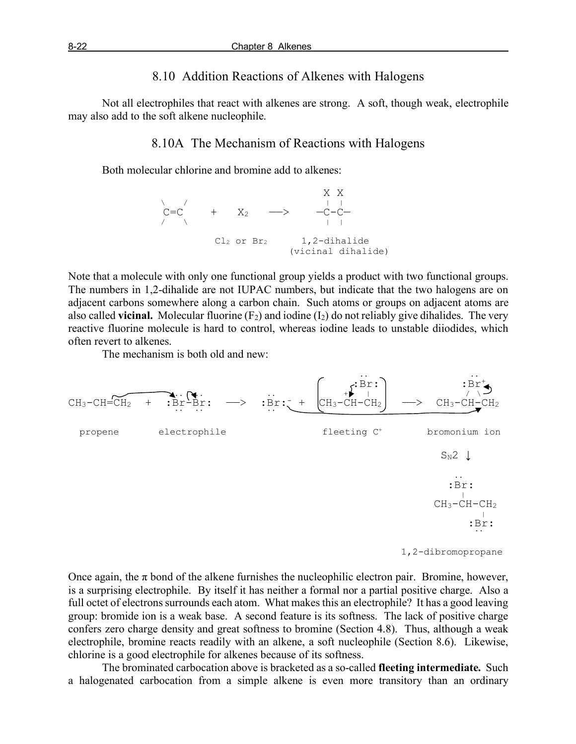## 8.10 Addition Reactions of Alkenes with Halogens

Not all electrophiles that react with alkenes are strong. A soft, though weak, electrophile may also add to the soft alkene nucleophile.

### 8.10A The Mechanism of Reactions with Halogens

Both molecular chlorine and bromine add to alkenes:

```
                                X  X
 \   /                          |  |
  C=C     +    X2    —->      —C-C—
 /   \                          |  |

            Cl2 or Br2       1,2-dihalide
                           (vicinal dihalide)
```

Note that a molecule with only one functional group yields a product with two functional groups. The numbers in 1,2-dihalide are not IUPAC numbers, but indicate that the two halogens are on adjacent carbons somewhere along a carbon chain. Such atoms or groups on adjacent atoms are also called **vicinal.** Molecular fluorine ($F_2$) and iodine ($I_2$) do not reliably give dihalides. The very reactive fluorine molecule is hard to control, whereas iodine leads to unstable diiodides, which often revert to alkenes.

The mechanism is both old and new:

```
                                                      ..                      ..
                                                    (:Br:)                   :Br+
                                                  +    |                      / \
CH3-CH=CH2  +  :Br-Br:   —->   :Br:-  +   (CH3-CH-CH2)    —->   CH3-CH-CH2

 propene      electrophile                  fleeting C+           bromonium ion

                                                                      SN2 ↓

                                                                     :Br:
                                                                      |
                                                                 CH3-CH-CH2
                                                                          |
                                                                         :Br:

                                                                1,2-dibromopropane
```

Once again, the π bond of the alkene furnishes the nucleophilic electron pair. Bromine, however, is a surprising electrophile. By itself it has neither a formal nor a partial positive charge. Also a full octet of electrons surrounds each atom. What makes this an electrophile? It has a good leaving group: bromide ion is a weak base. A second feature is its softness. The lack of positive charge confers zero charge density and great softness to bromine (Section 4.8). Thus, although a weak electrophile, bromine reacts readily with an alkene, a soft nucleophile (Section 8.6). Likewise, chlorine is a good electrophile for alkenes because of its softness.

The brominated carbocation above is bracketed as a so-called **fleeting intermediate.** Such a halogenated carbocation from a simple alkene is even more transitory than an ordinary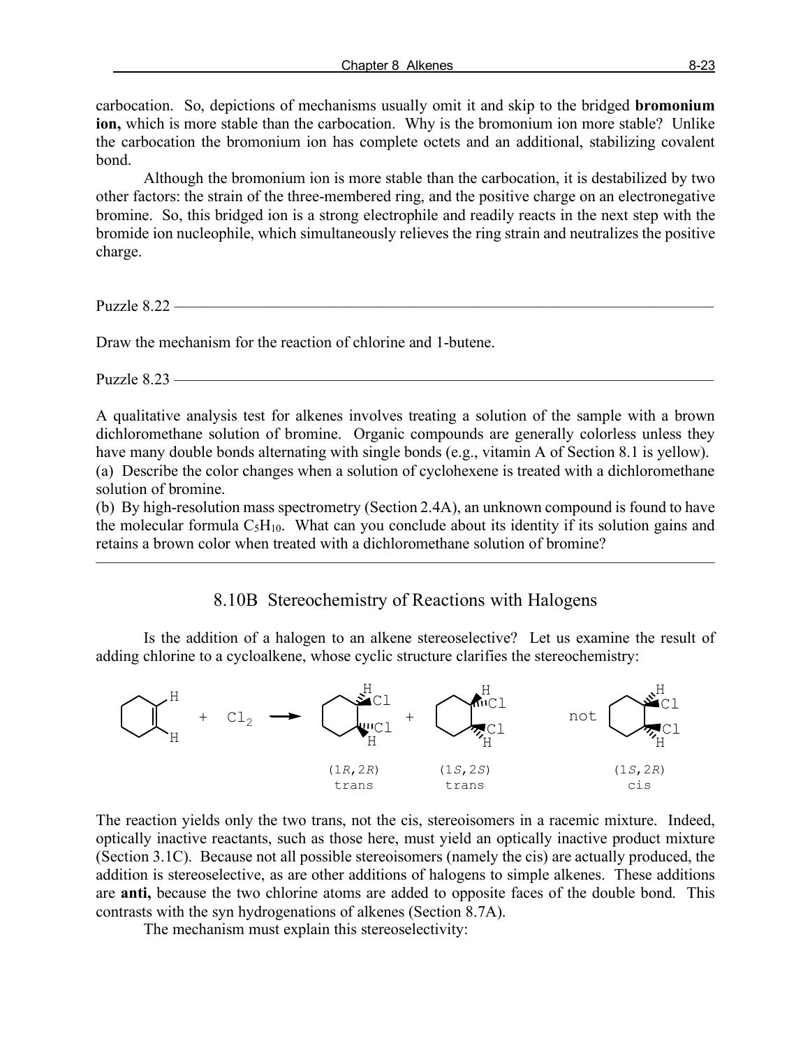carbocation. So, depictions of mechanisms usually omit it and skip to the bridged **bromonium ion,** which is more stable than the carbocation. Why is the bromonium ion more stable? Unlike the carbocation the bromonium ion has complete octets and an additional, stabilizing covalent bond.

Although the bromonium ion is more stable than the carbocation, it is destabilized by two other factors: the strain of the three-membered ring, and the positive charge on an electronegative bromine. So, this bridged ion is a strong electrophile and readily reacts in the next step with the bromide ion nucleophile, which simultaneously relieves the ring strain and neutralizes the positive charge.

---

Puzzle 8.22

Draw the mechanism for the reaction of chlorine and 1-butene.

Puzzle 8.23

A qualitative analysis test for alkenes involves treating a solution of the sample with a brown dichloromethane solution of bromine. Organic compounds are generally colorless unless they have many double bonds alternating with single bonds (e.g., vitamin A of Section 8.1 is yellow).

(a) Describe the color changes when a solution of cyclohexene is treated with a dichloromethane solution of bromine.

(b) By high-resolution mass spectrometry (Section 2.4A), an unknown compound is found to have the molecular formula $C_5H_{10}$. What can you conclude about its identity if its solution gains and retains a brown color when treated with a dichloromethane solution of bromine?

---

## 8.10B Stereochemistry of Reactions with Halogens

Is the addition of a halogen to an alkene stereoselective? Let us examine the result of adding chlorine to a cycloalkene, whose cyclic structure clarifies the stereochemistry:

cyclohexene + $Cl_2$ → (1*R*,2*R*) trans + (1*S*,2*S*) trans not (1*S*,2*R*) cis

The reaction yields only the two trans, not the cis, stereoisomers in a racemic mixture. Indeed, optically inactive reactants, such as those here, must yield an optically inactive product mixture (Section 3.1C). Because not all possible stereoisomers (namely the cis) are actually produced, the addition is stereoselective, as are other additions of halogens to simple alkenes. These additions are **anti,** because the two chlorine atoms are added to opposite faces of the double bond. This contrasts with the syn hydrogenations of alkenes (Section 8.7A).

The mechanism must explain this stereoselectivity: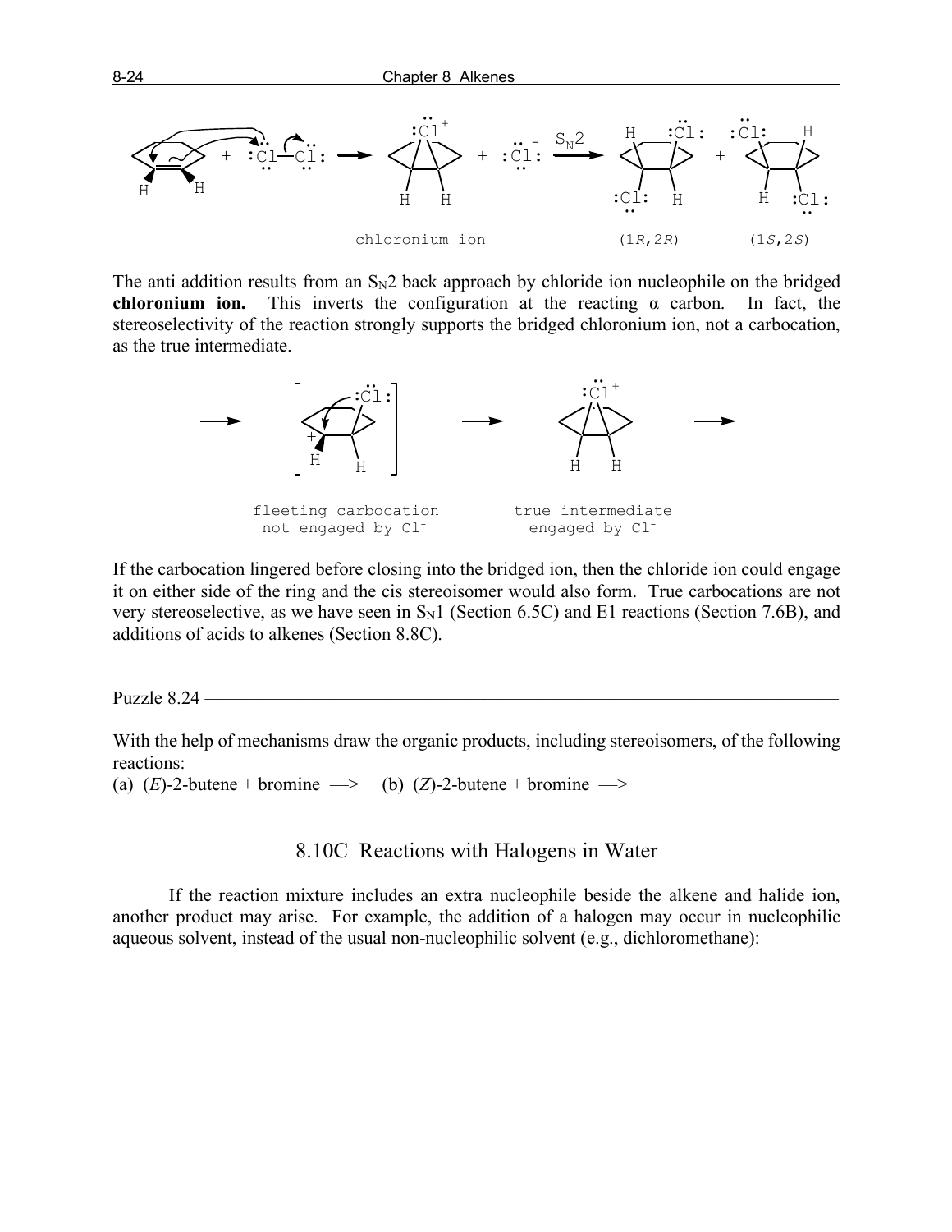chloronium ion (1*R*,2*R*) (1*S*,2*S*)

The anti addition results from an $S_N2$ back approach by chloride ion nucleophile on the bridged **chloronium ion.** This inverts the configuration at the reacting α carbon. In fact, the stereoselectivity of the reaction strongly supports the bridged chloronium ion, not a carbocation, as the true intermediate.

fleeting carbocation not engaged by $Cl^-$

true intermediate engaged by $Cl^-$

If the carbocation lingered before closing into the bridged ion, then the chloride ion could engage it on either side of the ring and the cis stereoisomer would also form. True carbocations are not very stereoselective, as we have seen in $S_N1$ (Section 6.5C) and E1 reactions (Section 7.6B), and additions of acids to alkenes (Section 8.8C).

Puzzle 8.24

With the help of mechanisms draw the organic products, including stereoisomers, of the following reactions:

(a) (*E*)-2-butene + bromine —> (b) (*Z*)-2-butene + bromine —>

## 8.10C Reactions with Halogens in Water

If the reaction mixture includes an extra nucleophile beside the alkene and halide ion, another product may arise. For example, the addition of a halogen may occur in nucleophilic aqueous solvent, instead of the usual non-nucleophilic solvent (e.g., dichloromethane):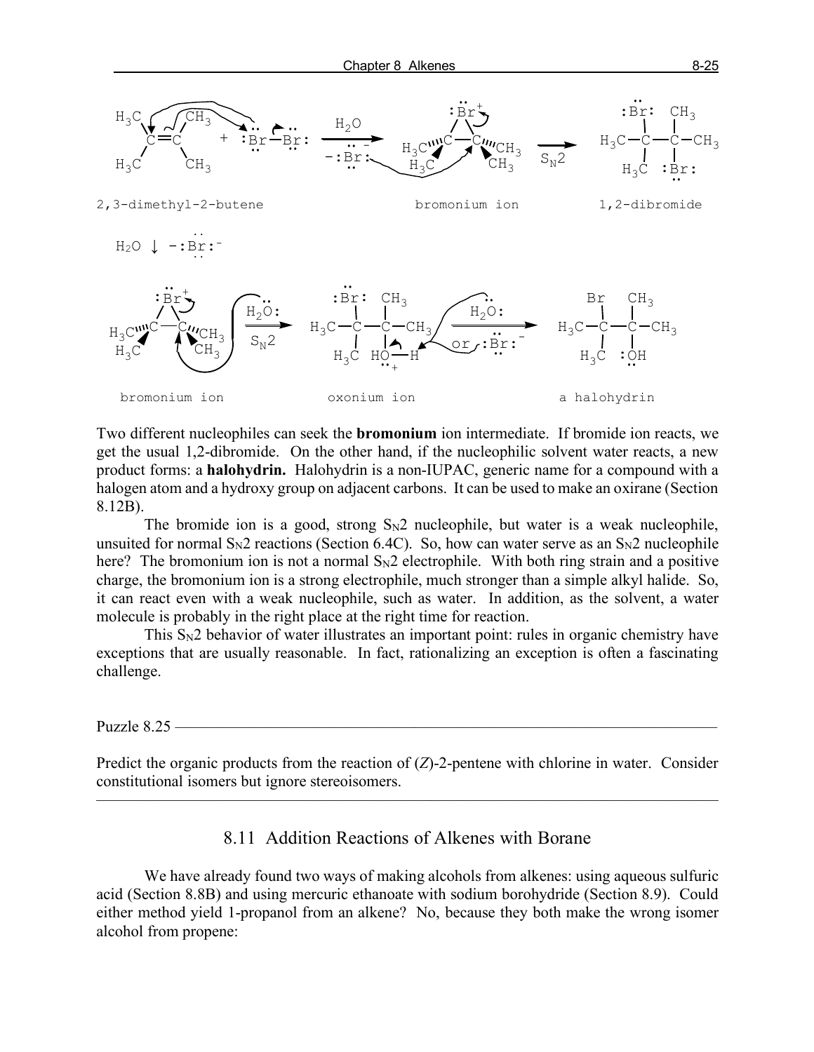2,3-dimethyl-2-butene          bromonium ion          1,2-dibromide

bromonium ion          oxonium ion          a halohydrin

Two different nucleophiles can seek the **bromonium** ion intermediate. If bromide ion reacts, we get the usual 1,2-dibromide. On the other hand, if the nucleophilic solvent water reacts, a new product forms: a **halohydrin.** Halohydrin is a non-IUPAC, generic name for a compound with a halogen atom and a hydroxy group on adjacent carbons. It can be used to make an oxirane (Section 8.12B).

The bromide ion is a good, strong $S_N2$ nucleophile, but water is a weak nucleophile, unsuited for normal $S_N2$ reactions (Section 6.4C). So, how can water serve as an $S_N2$ nucleophile here? The bromonium ion is not a normal $S_N2$ electrophile. With both ring strain and a positive charge, the bromonium ion is a strong electrophile, much stronger than a simple alkyl halide. So, it can react even with a weak nucleophile, such as water. In addition, as the solvent, a water molecule is probably in the right place at the right time for reaction.

This $S_N2$ behavior of water illustrates an important point: rules in organic chemistry have exceptions that are usually reasonable. In fact, rationalizing an exception is often a fascinating challenge.

---

Puzzle 8.25

Predict the organic products from the reaction of (*Z*)-2-pentene with chlorine in water. Consider constitutional isomers but ignore stereoisomers.

---

## 8.11 Addition Reactions of Alkenes with Borane

We have already found two ways of making alcohols from alkenes: using aqueous sulfuric acid (Section 8.8B) and using mercuric ethanoate with sodium borohydride (Section 8.9). Could either method yield 1-propanol from an alkene? No, because they both make the wrong isomer alcohol from propene: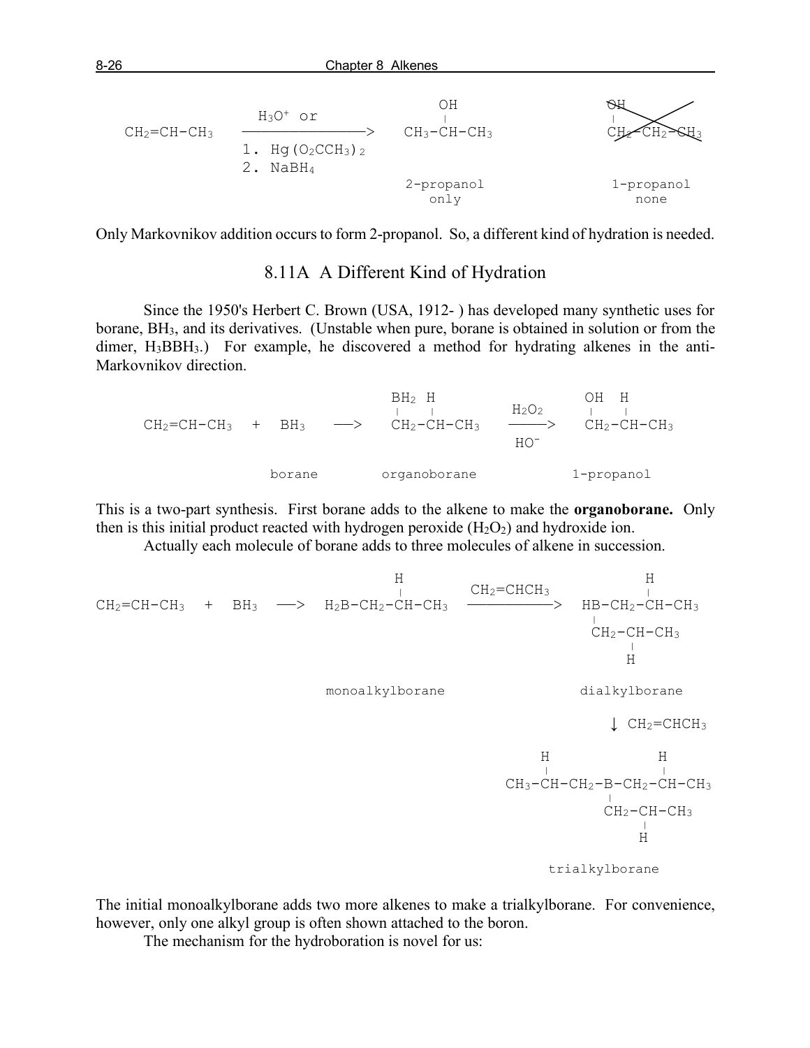```
                   H3O+ or                  OH                    OH (crossed out)
                                            |                     |
CH2=CH-CH3    ----------------->    CH3-CH-CH3           CH2-CH2-CH3
              1. Hg(O2CCH3)2
              2. NaBH4
                                    2-propanol            1-propanol
                                    only                  none
```

Only Markovnikov addition occurs to form 2-propanol. So, a different kind of hydration is needed.

## 8.11A A Different Kind of Hydration

Since the 1950's Herbert C. Brown (USA, 1912- ) has developed many synthetic uses for borane, $BH_3$, and its derivatives. (Unstable when pure, borane is obtained in solution or from the dimer, $H_3BBH_3$.) For example, he discovered a method for hydrating alkenes in the anti-Markovnikov direction.

```
                                 BH2  H                     OH  H
                                 |    |          H2O2       |   |
CH2=CH-CH3   +   BH3   --->      CH2-CH-CH3     ------>     CH2-CH-CH3
                                                 HO-

                 borane          organoborane               1-propanol
```

This is a two-part synthesis. First borane adds to the alkene to make the **organoborane.** Only then is this initial product reacted with hydrogen peroxide ($H_2O_2$) and hydroxide ion.

Actually each molecule of borane adds to three molecules of alkene in succession.

```
                                        H                                H
                                        |          CH2=CHCH3             |
CH2=CH-CH3   +   BH3   --->   H2B-CH2-CH-CH3    ------------->   HB-CH2-CH-CH3
                                                                  |
                                                                  CH2-CH-CH3
                                                                         |
                                                                         H

                              monoalkylborane                    dialkylborane

                                                                   | CH2=CHCH3
                                                                   v

                                                           H                H
                                                           |                |
                                                   CH3-CH-CH2-B-CH2-CH-CH3
                                                                   |
                                                                   CH2-CH-CH3
                                                                          |
                                                                          H

                                                             trialkylborane
```

The initial monoalkylborane adds two more alkenes to make a trialkylborane. For convenience, however, only one alkyl group is often shown attached to the boron.

The mechanism for the hydroboration is novel for us: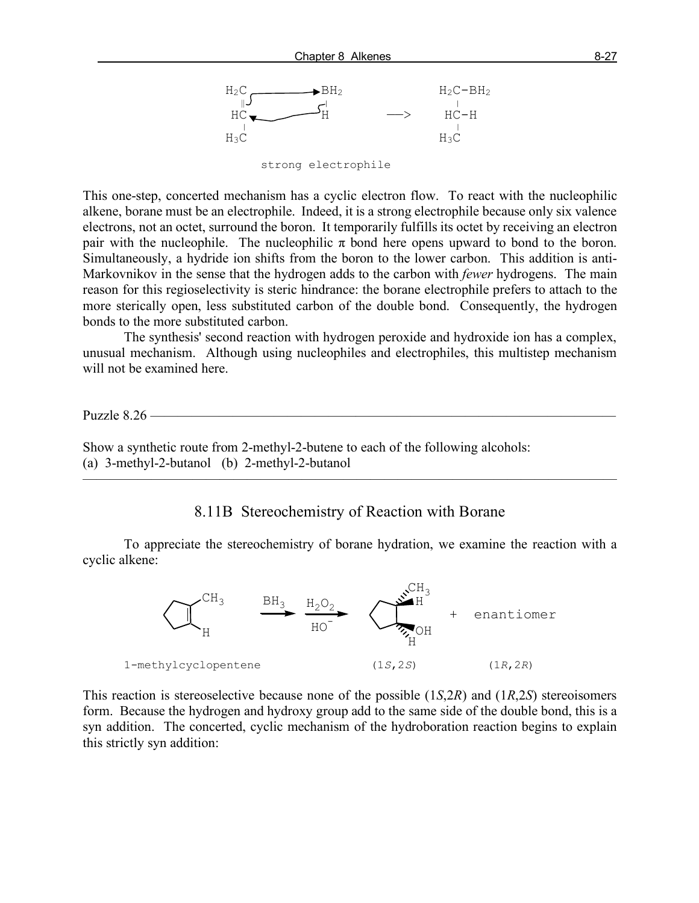strong electrophile

This one-step, concerted mechanism has a cyclic electron flow. To react with the nucleophilic alkene, borane must be an electrophile. Indeed, it is a strong electrophile because only six valence electrons, not an octet, surround the boron. It temporarily fulfills its octet by receiving an electron pair with the nucleophile. The nucleophilic π bond here opens upward to bond to the boron. Simultaneously, a hydride ion shifts from the boron to the lower carbon. This addition is anti-Markovnikov in the sense that the hydrogen adds to the carbon with *fewer* hydrogens. The main reason for this regioselectivity is steric hindrance: the borane electrophile prefers to attach to the more sterically open, less substituted carbon of the double bond. Consequently, the hydrogen bonds to the more substituted carbon.

The synthesis' second reaction with hydrogen peroxide and hydroxide ion has a complex, unusual mechanism. Although using nucleophiles and electrophiles, this multistep mechanism will not be examined here.

---

Puzzle 8.26

Show a synthetic route from 2-methyl-2-butene to each of the following alcohols:
(a) 3-methyl-2-butanol (b) 2-methyl-2-butanol

---

## 8.11B Stereochemistry of Reaction with Borane

To appreciate the stereochemistry of borane hydration, we examine the reaction with a cyclic alkene:

1-methylcyclopentene → $BH_3$; $H_2O_2$, $HO^-$ → (1*S*,2*S*) + enantiomer (1*R*,2*R*)

This reaction is stereoselective because none of the possible (1*S*,2*R*) and (1*R*,2*S*) stereoisomers form. Because the hydrogen and hydroxy group add to the same side of the double bond, this is a syn addition. The concerted, cyclic mechanism of the hydroboration reaction begins to explain this strictly syn addition: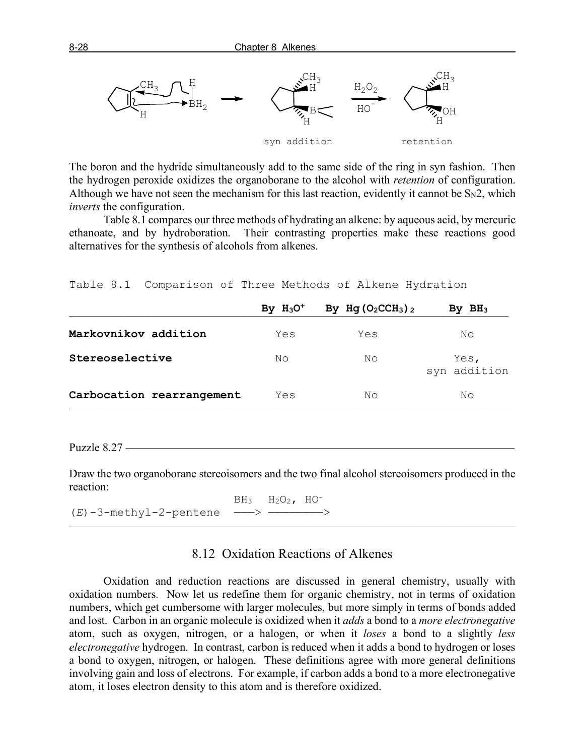syn addition retention

The boron and the hydride simultaneously add to the same side of the ring in syn fashion. Then the hydrogen peroxide oxidizes the organoborane to the alcohol with *retention* of configuration. Although we have not seen the mechanism for this last reaction, evidently it cannot be $S_N2$, which *inverts* the configuration.

Table 8.1 compares our three methods of hydrating an alkene: by aqueous acid, by mercuric ethanoate, and by hydroboration. Their contrasting properties make these reactions good alternatives for the synthesis of alcohols from alkenes.

Table 8.1 Comparison of Three Methods of Alkene Hydration

| | By $H_3O^+$ | By $Hg(O_2CCH_3)_2$ | By $BH_3$ |
|---|---|---|---|
| **Markovnikov addition** | Yes | Yes | No |
| **Stereoselective** | No | No | Yes, syn addition |
| **Carbocation rearrangement** | Yes | No | No |

Puzzle 8.27

Draw the two organoborane stereoisomers and the two final alcohol stereoisomers produced in the reaction:

$$(E)\text{-3-methyl-2-pentene} \xrightarrow{BH_3} \xrightarrow{H_2O_2,\ HO^-}$$

## 8.12 Oxidation Reactions of Alkenes

Oxidation and reduction reactions are discussed in general chemistry, usually with oxidation numbers. Now let us redefine them for organic chemistry, not in terms of oxidation numbers, which get cumbersome with larger molecules, but more simply in terms of bonds added and lost. Carbon in an organic molecule is oxidized when it *adds* a bond to a *more electronegative* atom, such as oxygen, nitrogen, or a halogen, or when it *loses* a bond to a slightly *less electronegative* hydrogen. In contrast, carbon is reduced when it adds a bond to hydrogen or loses a bond to oxygen, nitrogen, or halogen. These definitions agree with more general definitions involving gain and loss of electrons. For example, if carbon adds a bond to a more electronegative atom, it loses electron density to this atom and is therefore oxidized.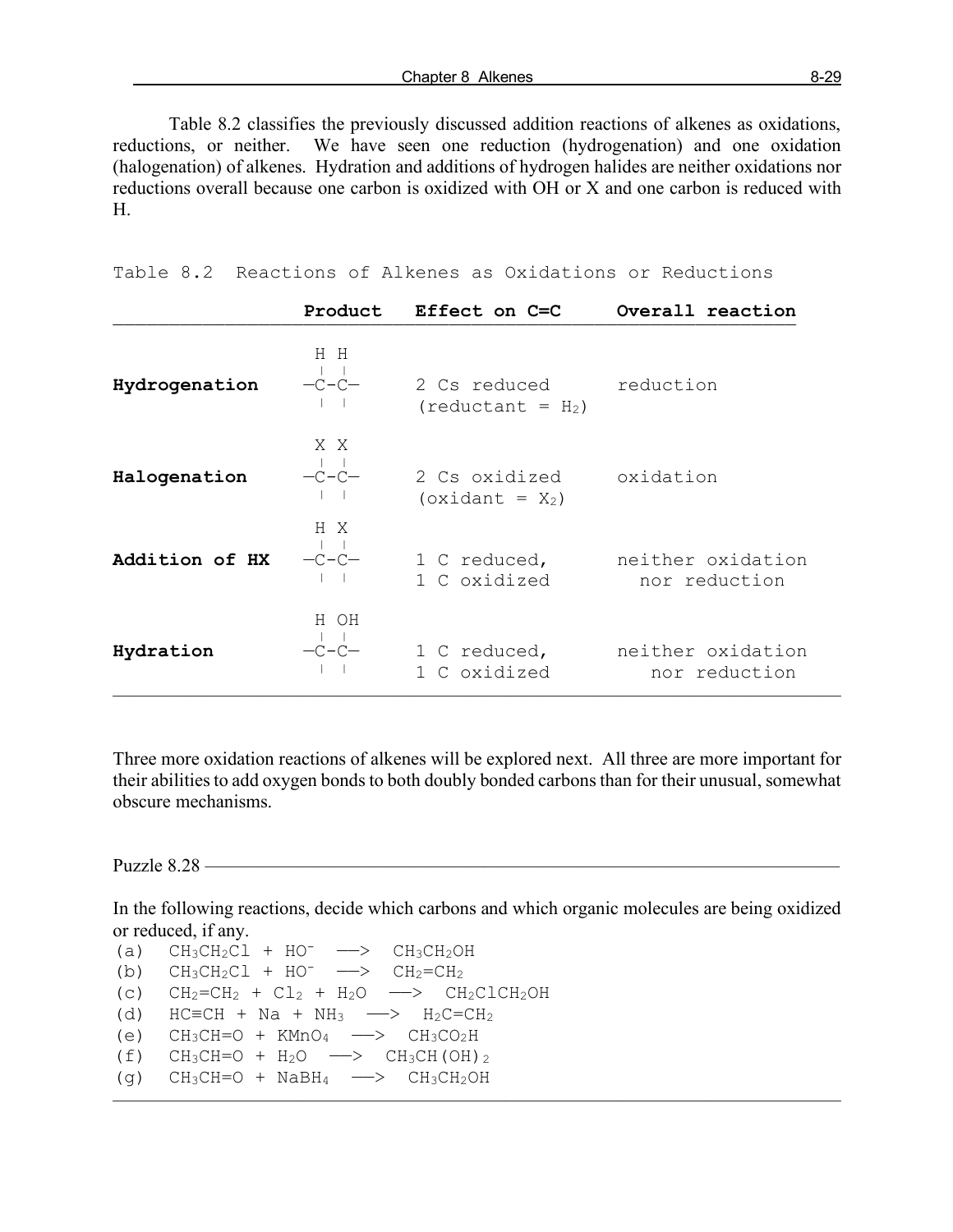Table 8.2 classifies the previously discussed addition reactions of alkenes as oxidations, reductions, or neither. We have seen one reduction (hydrogenation) and one oxidation (halogenation) of alkenes. Hydration and additions of hydrogen halides are neither oxidations nor reductions overall because one carbon is oxidized with OH or X and one carbon is reduced with H.

Table 8.2 Reactions of Alkenes as Oxidations or Reductions

| | Product | Effect on C=C | Overall reaction |
|---|---|---|---|
| **Hydrogenation** | H H on —C–C— | 2 Cs reduced (reductant = $H_2$) | reduction |
| **Halogenation** | X X on —C–C— | 2 Cs oxidized (oxidant = $X_2$) | oxidation |
| **Addition of HX** | H X on —C–C— | 1 C reduced, 1 C oxidized | neither oxidation nor reduction |
| **Hydration** | H OH on —C–C— | 1 C reduced, 1 C oxidized | neither oxidation nor reduction |

Three more oxidation reactions of alkenes will be explored next. All three are more important for their abilities to add oxygen bonds to both doubly bonded carbons than for their unusual, somewhat obscure mechanisms.

---

Puzzle 8.28

In the following reactions, decide which carbons and which organic molecules are being oxidized or reduced, if any.

(a) $CH_3CH_2Cl + HO^- \longrightarrow CH_3CH_2OH$

(b) $CH_3CH_2Cl + HO^- \longrightarrow CH_2{=}CH_2$

(c) $CH_2{=}CH_2 + Cl_2 + H_2O \longrightarrow CH_2ClCH_2OH$

(d) $HC{\equiv}CH + Na + NH_3 \longrightarrow H_2C{=}CH_2$

(e) $CH_3CH{=}O + KMnO_4 \longrightarrow CH_3CO_2H$

(f) $CH_3CH{=}O + H_2O \longrightarrow CH_3CH(OH)_2$

(g) $CH_3CH{=}O + NaBH_4 \longrightarrow CH_3CH_2OH$

---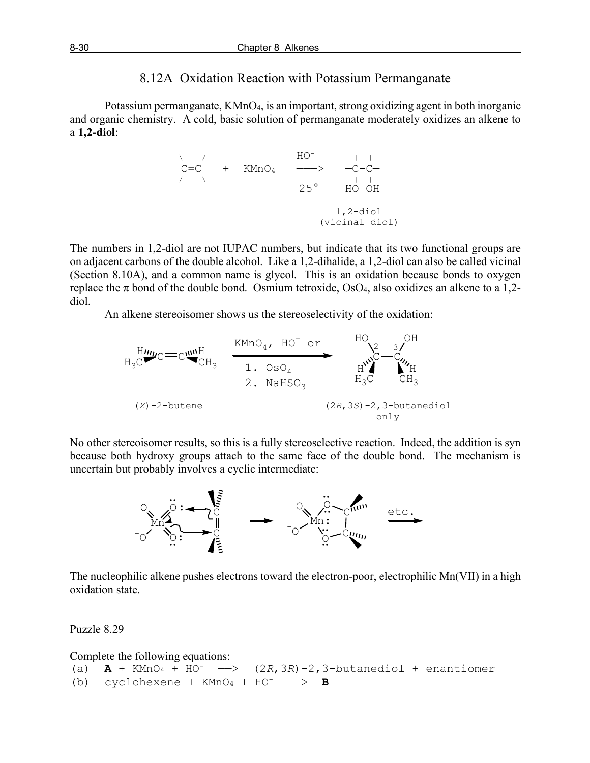## 8.12A Oxidation Reaction with Potassium Permanganate

Potassium permanganate, $KMnO_4$, is an important, strong oxidizing agent in both inorganic and organic chemistry. A cold, basic solution of permanganate moderately oxidizes an alkene to a **1,2-diol**:

```
 \   /                    HO⁻         |  |
  C=C    +   KMnO4       ——>        —C-C—
 /   \                                |  |
                          25°        HO OH

                                   1,2-diol
                                (vicinal diol)
```

The numbers in 1,2-diol are not IUPAC numbers, but indicate that its two functional groups are on adjacent carbons of the double alcohol. Like a 1,2-dihalide, a 1,2-diol can also be called vicinal (Section 8.10A), and a common name is glycol. This is an oxidation because bonds to oxygen replace the π bond of the double bond. Osmium tetroxide, $OsO_4$, also oxidizes an alkene to a 1,2-diol.

An alkene stereoisomer shows us the stereoselectivity of the oxidation:

(*Z*)-2-butene —[$KMnO_4$, $HO^-$ or 1. $OsO_4$ 2. $NaHSO_3$]→ (2*R*,3*S*)-2,3-butanediol only

No other stereoisomer results, so this is a fully stereoselective reaction. Indeed, the addition is syn because both hydroxy groups attach to the same face of the double bond. The mechanism is uncertain but probably involves a cyclic intermediate:

etc.

The nucleophilic alkene pushes electrons toward the electron-poor, electrophilic Mn(VII) in a high oxidation state.

---

Puzzle 8.29

Complete the following equations:

(a) **A** + $KMnO_4$ + $HO^-$ ——> (2*R*,3*R*)-2,3-butanediol + enantiomer

(b) cyclohexene + $KMnO_4$ + $HO^-$ ——> **B**

---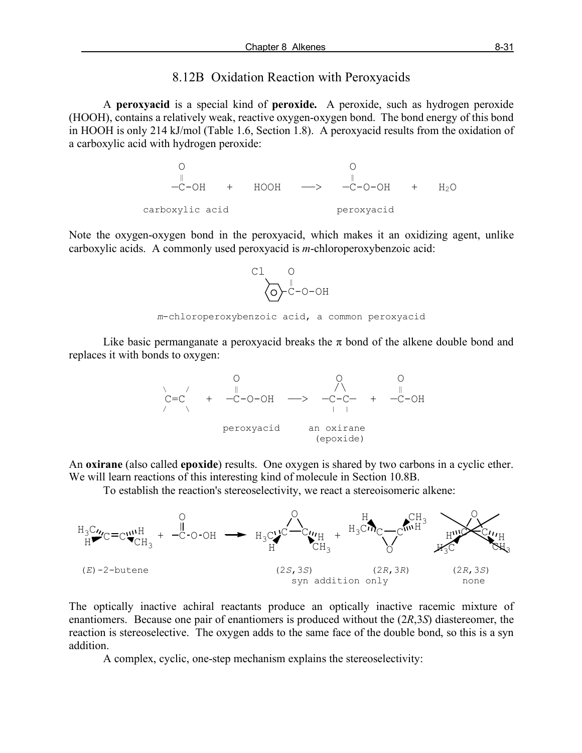## 8.12B Oxidation Reaction with Peroxyacids

A **peroxyacid** is a special kind of **peroxide.** A peroxide, such as hydrogen peroxide (HOOH), contains a relatively weak, reactive oxygen-oxygen bond. The bond energy of this bond in HOOH is only 214 kJ/mol (Table 1.6, Section 1.8). A peroxyacid results from the oxidation of a carboxylic acid with hydrogen peroxide:

```
     O                               O
     ‖                               ‖
    —C-OH    +    HOOH    —>    —C-O-OH    +    H2O

carboxylic acid                    peroxyacid
```

Note the oxygen-oxygen bond in the peroxyacid, which makes it an oxidizing agent, unlike carboxylic acids. A commonly used peroxyacid is *m*-chloroperoxybenzoic acid:

```
Cl    O
      ‖
 (○)-C-O-OH
```

*m*-chloroperoxybenzoic acid, a common peroxyacid

Like basic permanganate a peroxyacid breaks the π bond of the alkene double bond and replaces it with bonds to oxygen:

```
               O              O          O
 \   /         ‖             / \         ‖
  C=C    +   —C-O-OH  —>   —C-C—   +   —C-OH
 /   \                      |  |

           peroxyacid    an oxirane
                          (epoxide)
```

An **oxirane** (also called **epoxide**) results. One oxygen is shared by two carbons in a cyclic ether. We will learn reactions of this interesting kind of molecule in Section 10.8B.

To establish the reaction's stereoselectivity, we react a stereoisomeric alkene:

(*E*)-2-butene + peroxyacid ⟶ (2*S*,3*S*) + (2*R*,3*R*) [syn addition only]; (2*R*,3*S*) none

The optically inactive achiral reactants produce an optically inactive racemic mixture of enantiomers. Because one pair of enantiomers is produced without the (2*R*,3*S*) diastereomer, the reaction is stereoselective. The oxygen adds to the same face of the double bond, so this is a syn addition.

A complex, cyclic, one-step mechanism explains the stereoselectivity: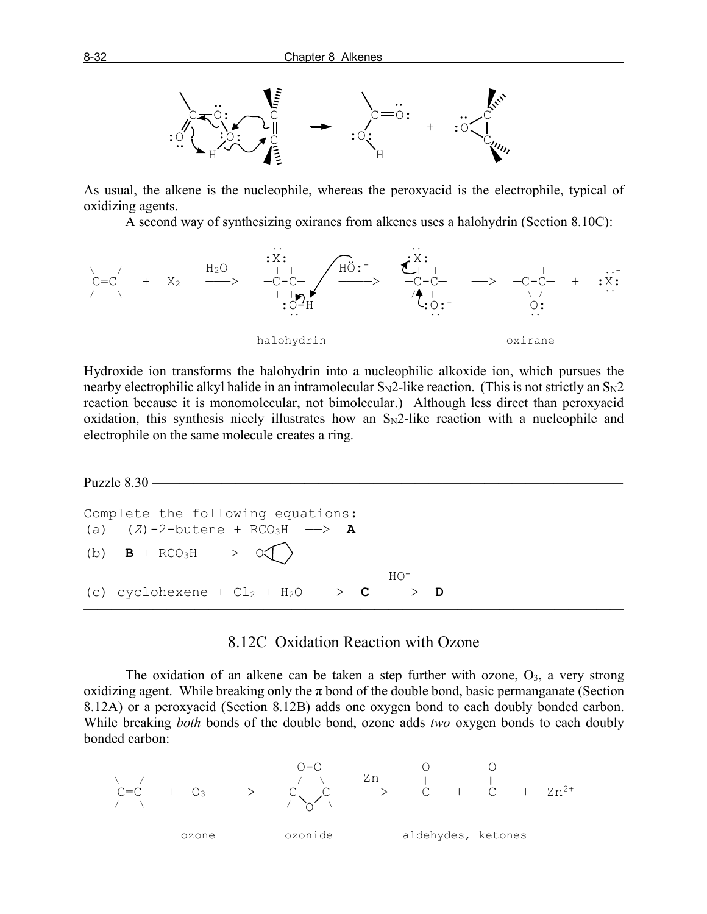As usual, the alkene is the nucleophile, whereas the peroxyacid is the electrophile, typical of oxidizing agents.

A second way of synthesizing oxiranes from alkenes uses a halohydrin (Section 8.10C):

```
                         ..                    ..
                        :X:                   :X:
 \   /          H2O      | |      HÖ:-        | |                 | |         ..-
  C=C    +  X2  ---->  -C-C-     ----->     -C-C-     ---->     -C-C-    +   :X:
 /   \                   | |                  / |                 \ /         ..
                        :O-H                  :O:-                 O:
                         ..                    ..                  ..

                     halohydrin                                  oxirane
```

Hydroxide ion transforms the halohydrin into a nucleophilic alkoxide ion, which pursues the nearby electrophilic alkyl halide in an intramolecular $S_N2$-like reaction. (This is not strictly an $S_N2$ reaction because it is monomolecular, not bimolecular.) Although less direct than peroxyacid oxidation, this synthesis nicely illustrates how an $S_N2$-like reaction with a nucleophile and electrophile on the same molecule creates a ring.

---

Puzzle 8.30

Complete the following equations:

(a) (*Z*)-2-butene + $RCO_3H$ ⟶ **A**

(b) **B** + $RCO_3H$ ⟶ O◁(cyclopentane)

(c) cyclohexene + $Cl_2$ + $H_2O$ ⟶ **C** $\xrightarrow{HO^-}$ **D**

---

## 8.12C Oxidation Reaction with Ozone

The oxidation of an alkene can be taken a step further with ozone, $O_3$, a very strong oxidizing agent. While breaking only the π bond of the double bond, basic permanganate (Section 8.12A) or a peroxyacid (Section 8.12B) adds one oxygen bond to each doubly bonded carbon. While breaking *both* bonds of the double bond, ozone adds *two* oxygen bonds to each doubly bonded carbon:

```
                           O-O                 O         O
 \   /                    /   \       Zn       ‖         ‖
  C=C    +   O3   --->  -C     C-    --->     -C-   +   -C-   +   Zn2+
 /   \                    /  \ /  \
                             O

          ozone           ozonide            aldehydes, ketones
```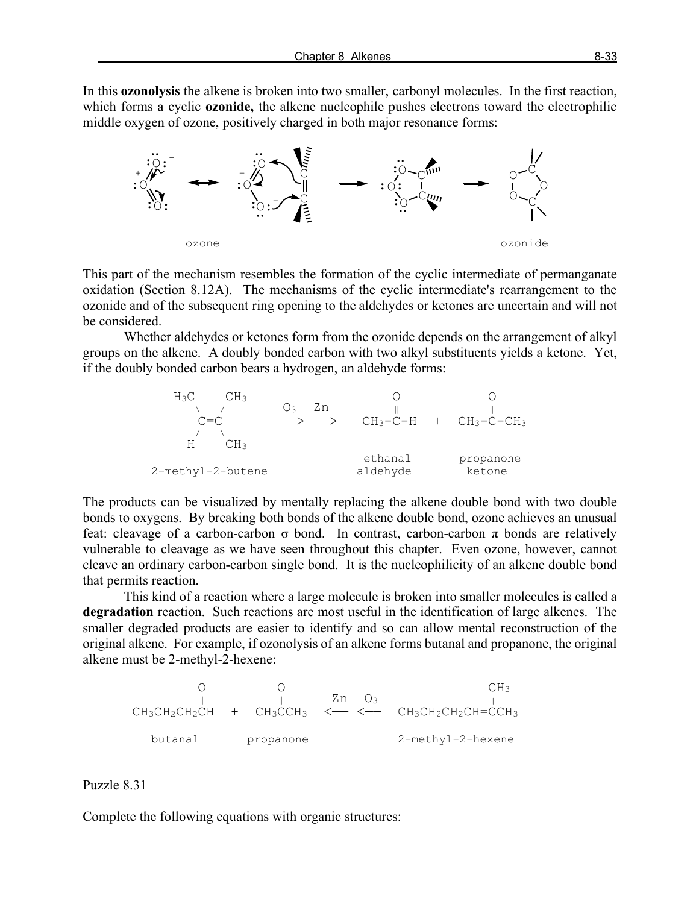In this **ozonolysis** the alkene is broken into two smaller, carbonyl molecules. In the first reaction, which forms a cyclic **ozonide,** the alkene nucleophile pushes electrons toward the electrophilic middle oxygen of ozone, positively charged in both major resonance forms:

ozone ozonide

This part of the mechanism resembles the formation of the cyclic intermediate of permanganate oxidation (Section 8.12A). The mechanisms of the cyclic intermediate's rearrangement to the ozonide and of the subsequent ring opening to the aldehydes or ketones are uncertain and will not be considered.

Whether aldehydes or ketones form from the ozonide depends on the arrangement of alkyl groups on the alkene. A doubly bonded carbon with two alkyl substituents yields a ketone. Yet, if the doubly bonded carbon bears a hydrogen, an aldehyde forms:

```
 H3C     CH3                    O             O
    \   /        O3   Zn        ‖             ‖
     C=C        ──>  ──>    CH3-C-H   +   CH3-C-CH3
    /   \
   H     CH3
                             ethanal      propanone
2-methyl-2-butene            aldehyde      ketone
```

The products can be visualized by mentally replacing the alkene double bond with two double bonds to oxygens. By breaking both bonds of the alkene double bond, ozone achieves an unusual feat: cleavage of a carbon-carbon σ bond. In contrast, carbon-carbon π bonds are relatively vulnerable to cleavage as we have seen throughout this chapter. Even ozone, however, cannot cleave an ordinary carbon-carbon single bond. It is the nucleophilicity of an alkene double bond that permits reaction.

This kind of a reaction where a large molecule is broken into smaller molecules is called a **degradation** reaction. Such reactions are most useful in the identification of large alkenes. The smaller degraded products are easier to identify and so can allow mental reconstruction of the original alkene. For example, if ozonolysis of an alkene forms butanal and propanone, the original alkene must be 2-methyl-2-hexene:

```
       O            O                             CH3
       ‖            ‖       Zn   O3                |
CH3CH2CH2CH   +   CH3CCH3   <──  <──   CH3CH2CH2CH=CCH3

  butanal        propanone              2-methyl-2-hexene
```

Puzzle 8.31

Complete the following equations with organic structures: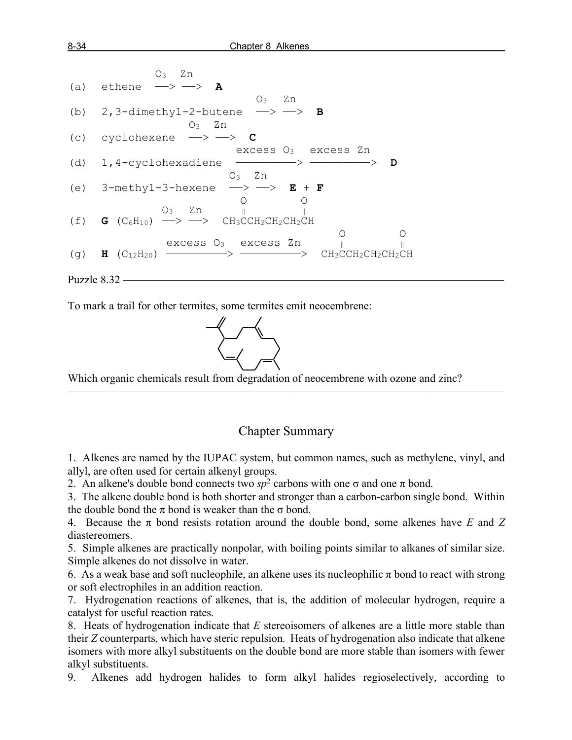(a) ethene $\xrightarrow{O_3}$ $\xrightarrow{Zn}$ **A**

(b) 2,3-dimethyl-2-butene $\xrightarrow{O_3}$ $\xrightarrow{Zn}$ **B**

(c) cyclohexene $\xrightarrow{O_3}$ $\xrightarrow{Zn}$ **C**

(d) 1,4-cyclohexadiene $\xrightarrow{\text{excess } O_3}$ $\xrightarrow{\text{excess Zn}}$ **D**

(e) 3-methyl-3-hexene $\xrightarrow{O_3}$ $\xrightarrow{Zn}$ **E** + **F**

(f) **G** ($C_6H_{10}$) $\xrightarrow{O_3}$ $\xrightarrow{Zn}$ $CH_3\overset{O}{\overset{\|}{C}}CH_2CH_2CH_2\overset{O}{\overset{\|}{C}}H$

(g) **H** ($C_{12}H_{20}$) $\xrightarrow{\text{excess } O_3}$ $\xrightarrow{\text{excess Zn}}$ $CH_3\overset{O}{\overset{\|}{C}}CH_2CH_2CH_2\overset{O}{\overset{\|}{C}}H$

Puzzle 8.32

To mark a trail for other termites, some termites emit neocembrene:

Which organic chemicals result from degradation of neocembrene with ozone and zinc?

---

## Chapter Summary

1. Alkenes are named by the IUPAC system, but common names, such as methylene, vinyl, and allyl, are often used for certain alkenyl groups.
2. An alkene's double bond connects two $sp^2$ carbons with one σ and one π bond.
3. The alkene double bond is both shorter and stronger than a carbon-carbon single bond. Within the double bond the π bond is weaker than the σ bond.
4. Because the π bond resists rotation around the double bond, some alkenes have *E* and *Z* diastereomers.
5. Simple alkenes are practically nonpolar, with boiling points similar to alkanes of similar size. Simple alkenes do not dissolve in water.
6. As a weak base and soft nucleophile, an alkene uses its nucleophilic π bond to react with strong or soft electrophiles in an addition reaction.
7. Hydrogenation reactions of alkenes, that is, the addition of molecular hydrogen, require a catalyst for useful reaction rates.
8. Heats of hydrogenation indicate that *E* stereoisomers of alkenes are a little more stable than their *Z* counterparts, which have steric repulsion. Heats of hydrogenation also indicate that alkene isomers with more alkyl substituents on the double bond are more stable than isomers with fewer alkyl substituents.
9. Alkenes add hydrogen halides to form alkyl halides regioselectively, according to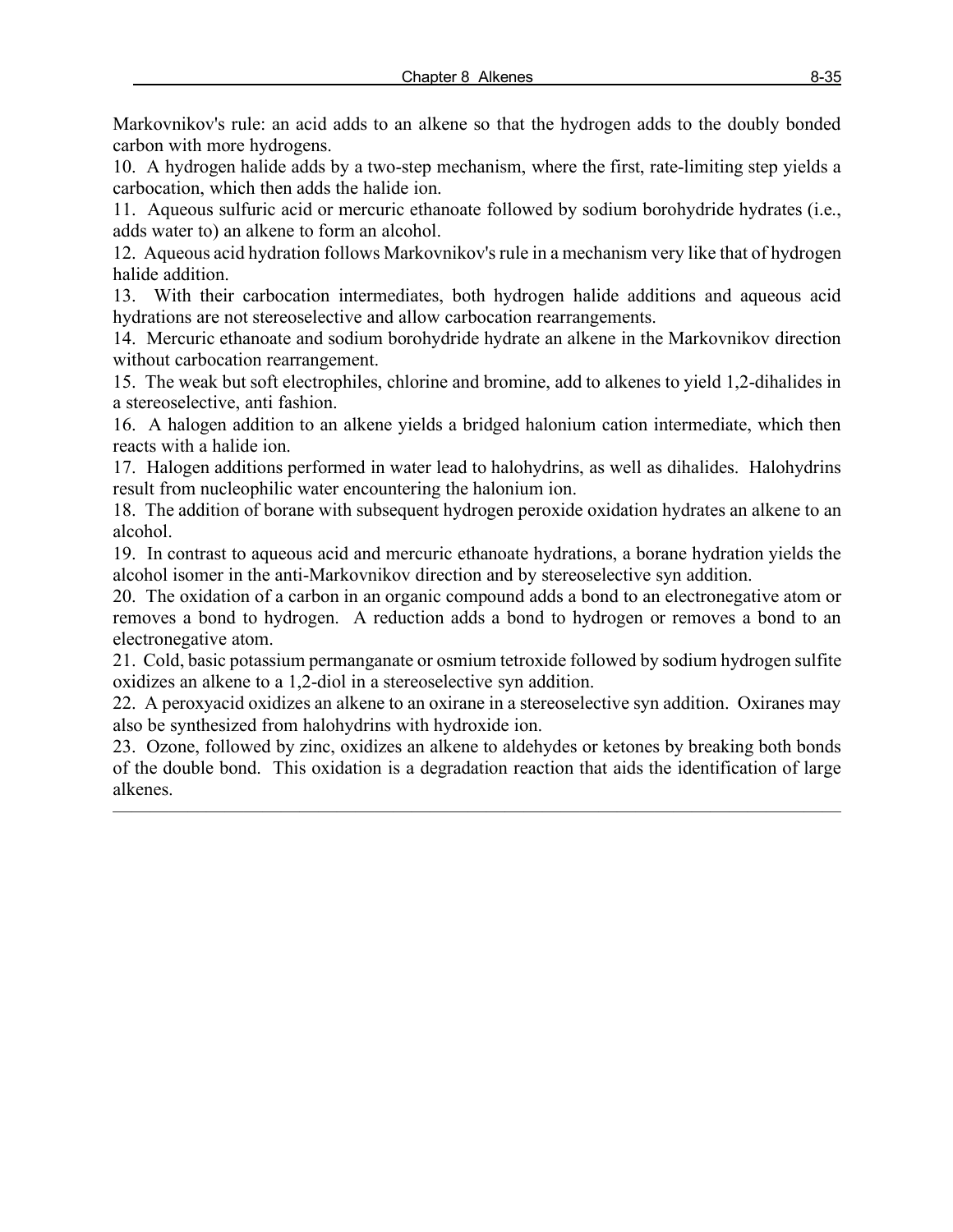Markovnikov's rule: an acid adds to an alkene so that the hydrogen adds to the doubly bonded carbon with more hydrogens.

10. A hydrogen halide adds by a two-step mechanism, where the first, rate-limiting step yields a carbocation, which then adds the halide ion.

11. Aqueous sulfuric acid or mercuric ethanoate followed by sodium borohydride hydrates (i.e., adds water to) an alkene to form an alcohol.

12. Aqueous acid hydration follows Markovnikov's rule in a mechanism very like that of hydrogen halide addition.

13. With their carbocation intermediates, both hydrogen halide additions and aqueous acid hydrations are not stereoselective and allow carbocation rearrangements.

14. Mercuric ethanoate and sodium borohydride hydrate an alkene in the Markovnikov direction without carbocation rearrangement.

15. The weak but soft electrophiles, chlorine and bromine, add to alkenes to yield 1,2-dihalides in a stereoselective, anti fashion.

16. A halogen addition to an alkene yields a bridged halonium cation intermediate, which then reacts with a halide ion.

17. Halogen additions performed in water lead to halohydrins, as well as dihalides. Halohydrins result from nucleophilic water encountering the halonium ion.

18. The addition of borane with subsequent hydrogen peroxide oxidation hydrates an alkene to an alcohol.

19. In contrast to aqueous acid and mercuric ethanoate hydrations, a borane hydration yields the alcohol isomer in the anti-Markovnikov direction and by stereoselective syn addition.

20. The oxidation of a carbon in an organic compound adds a bond to an electronegative atom or removes a bond to hydrogen. A reduction adds a bond to hydrogen or removes a bond to an electronegative atom.

21. Cold, basic potassium permanganate or osmium tetroxide followed by sodium hydrogen sulfite oxidizes an alkene to a 1,2-diol in a stereoselective syn addition.

22. A peroxyacid oxidizes an alkene to an oxirane in a stereoselective syn addition. Oxiranes may also be synthesized from halohydrins with hydroxide ion.

23. Ozone, followed by zinc, oxidizes an alkene to aldehydes or ketones by breaking both bonds of the double bond. This oxidation is a degradation reaction that aids the identification of large alkenes.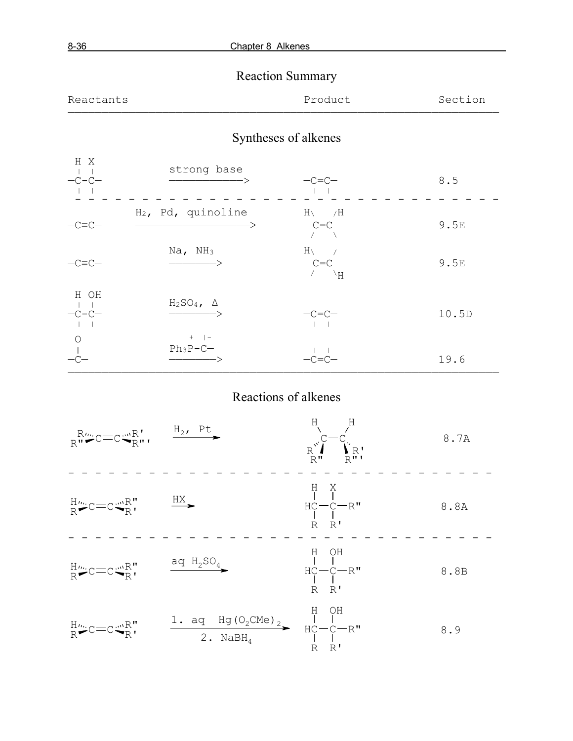## Reaction Summary

### Syntheses of alkenes

| Reactants | | Product | Section |
|---|---|---|---|
| H X on —C–C— (vicinal H and X) | strong base | —C=C— | 8.5 |
| —C≡C— | $H_2$, Pd, quinoline | H\ /H C=C (cis) | 9.5E |
| —C≡C— | Na, $NH_3$ | H\ C=C \H (trans) | 9.5E |
| H OH on —C–C— | $H_2SO_4$, Δ | —C=C— | 10.5D |
| O ‖ —C— | $Ph_3P^+–C^-$ | —C=C— | 19.6 |

### Reactions of alkenes

| Reactants | | Product | Section |
|---|---|---|---|
| RR"C=CR'R"' | $H_2$, Pt | H, R, R" on C—C with H, R', R"' (syn addition) | 8.7A |
| HRC=CR"R' | HX | HC(H)(R)—C(X)(R')—R" | 8.8A |
| HRC=CR"R' | aq $H_2SO_4$ | HC(H)(R)—C(OH)(R')—R" | 8.8B |
| HRC=CR"R' | 1. aq $Hg(O_2CMe)_2$ 2. $NaBH_4$ | HC(H)(R)—C(OH)(R')—R" | 8.9 |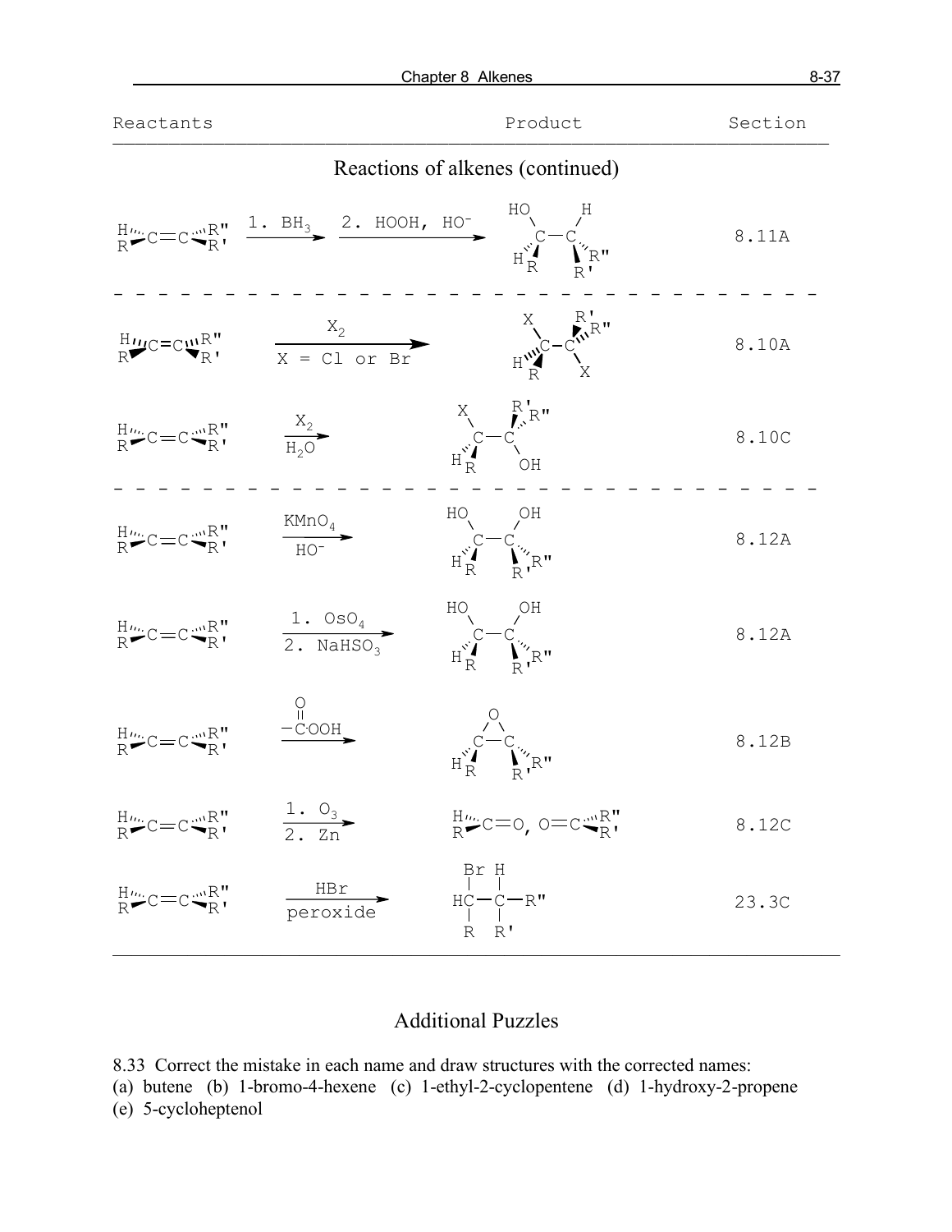| Reactants | | Product | Section |
|---|---|---|---|
| **Reactions of alkenes (continued)** | | | |
| $HRC=CR'R''$ | 1. $BH_3$ 2. HOOH, $HO^-$ | HO–CHR–CR'R''–H | 8.11A |
| $HRC=CR'R''$ | $X_2$, X = Cl or Br | X–CHR–CR'R''–X | 8.10A |
| $HRC=CR'R''$ | $X_2$, $H_2O$ | X–CHR–CR'R''–OH | 8.10C |
| $HRC=CR'R''$ | $KMnO_4$, $HO^-$ | HO–CHR–CR'R''–OH | 8.12A |
| $HRC=CR'R''$ | 1. $OsO_4$ 2. $NaHSO_3$ | HO–CHR–CR'R''–OH | 8.12A |
| $HRC=CR'R''$ | –C(=O)OOH | epoxide (O bridging CHR–CR'R'') | 8.12B |
| $HRC=CR'R''$ | 1. $O_3$ 2. Zn | HRC=O, O=CR'R'' | 8.12C |
| $HRC=CR'R''$ | HBr, peroxide | Br–CHR–CHR'R'' | 23.3C |

## Additional Puzzles

8.33 Correct the mistake in each name and draw structures with the corrected names:
(a) butene (b) 1-bromo-4-hexene (c) 1-ethyl-2-cyclopentene (d) 1-hydroxy-2-propene
(e) 5-cycloheptenol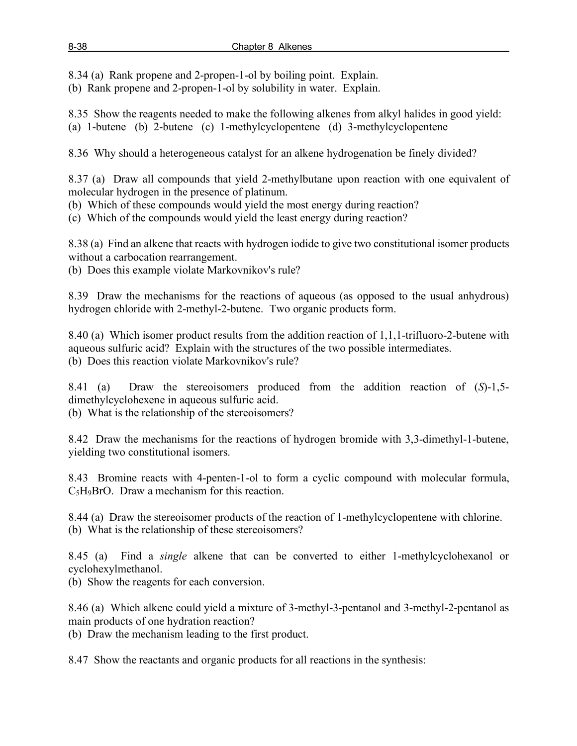8.34 (a) Rank propene and 2-propen-1-ol by boiling point. Explain.
(b) Rank propene and 2-propen-1-ol by solubility in water. Explain.

8.35 Show the reagents needed to make the following alkenes from alkyl halides in good yield:
(a) 1-butene (b) 2-butene (c) 1-methylcyclopentene (d) 3-methylcyclopentene

8.36 Why should a heterogeneous catalyst for an alkene hydrogenation be finely divided?

8.37 (a) Draw all compounds that yield 2-methylbutane upon reaction with one equivalent of molecular hydrogen in the presence of platinum.
(b) Which of these compounds would yield the most energy during reaction?
(c) Which of the compounds would yield the least energy during reaction?

8.38 (a) Find an alkene that reacts with hydrogen iodide to give two constitutional isomer products without a carbocation rearrangement.
(b) Does this example violate Markovnikov's rule?

8.39 Draw the mechanisms for the reactions of aqueous (as opposed to the usual anhydrous) hydrogen chloride with 2-methyl-2-butene. Two organic products form.

8.40 (a) Which isomer product results from the addition reaction of 1,1,1-trifluoro-2-butene with aqueous sulfuric acid? Explain with the structures of the two possible intermediates.
(b) Does this reaction violate Markovnikov's rule?

8.41 (a) Draw the stereoisomers produced from the addition reaction of (*S*)-1,5-dimethylcyclohexene in aqueous sulfuric acid.
(b) What is the relationship of the stereoisomers?

8.42 Draw the mechanisms for the reactions of hydrogen bromide with 3,3-dimethyl-1-butene, yielding two constitutional isomers.

8.43 Bromine reacts with 4-penten-1-ol to form a cyclic compound with molecular formula, $C_5H_9BrO$. Draw a mechanism for this reaction.

8.44 (a) Draw the stereoisomer products of the reaction of 1-methylcyclopentene with chlorine.
(b) What is the relationship of these stereoisomers?

8.45 (a) Find a *single* alkene that can be converted to either 1-methylcyclohexanol or cyclohexylmethanol.
(b) Show the reagents for each conversion.

8.46 (a) Which alkene could yield a mixture of 3-methyl-3-pentanol and 3-methyl-2-pentanol as main products of one hydration reaction?
(b) Draw the mechanism leading to the first product.

8.47 Show the reactants and organic products for all reactions in the synthesis: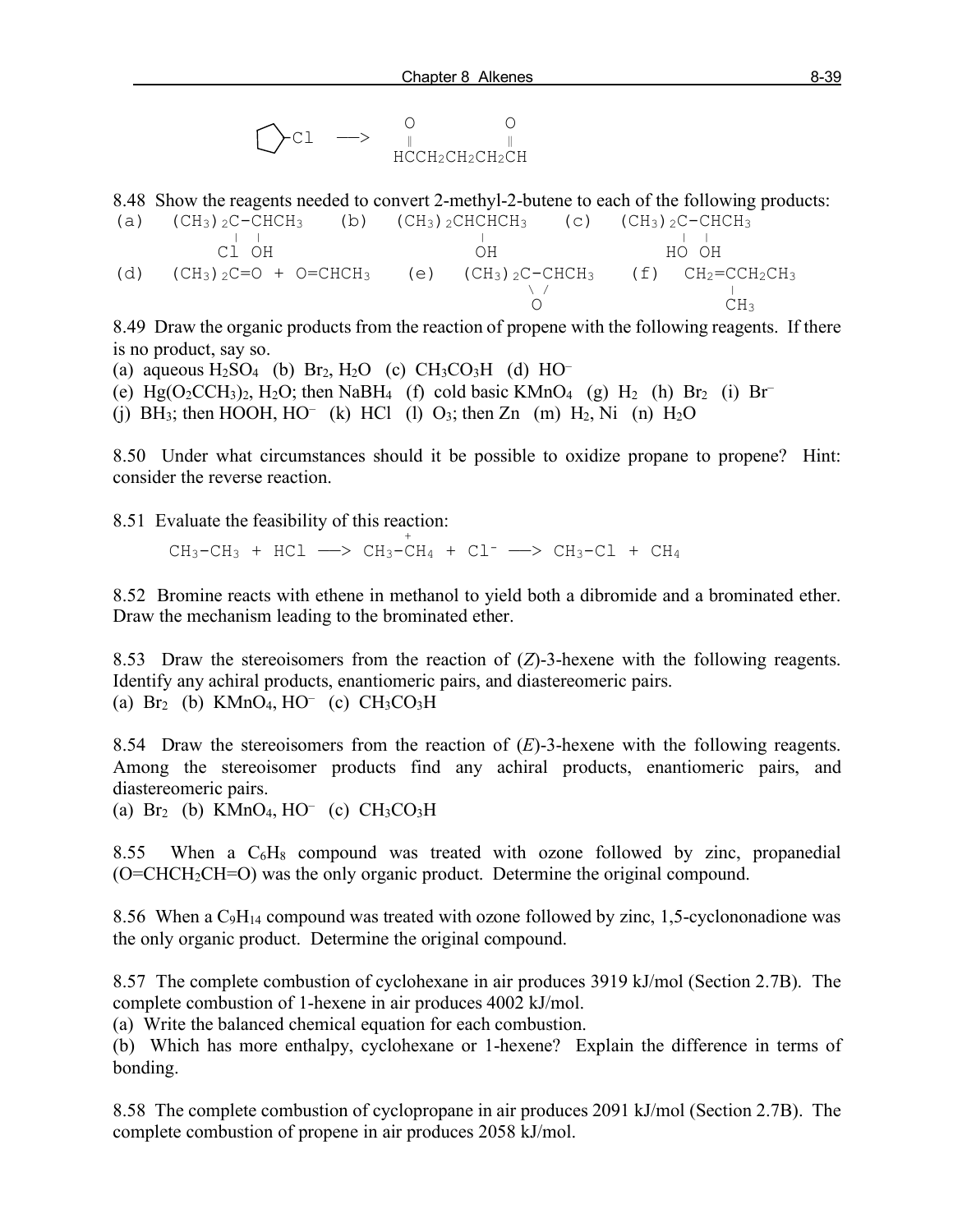```
 /\
|  |-Cl   ──>    O              O
 \/              ‖              ‖
                HCCH2CH2CH2CH
```

8.48 Show the reagents needed to convert 2-methyl-2-butene to each of the following products:

```
(a)  (CH3)2C-CHCH3    (b)  (CH3)2CHCHCH3     (c)  (CH3)2C-CHCH3
            |  |                    |                   |  |
           Cl OH                   OH                  HO OH
(d)  (CH3)2C=O + O=CHCH3    (e)  (CH3)2C-CHCH3    (f)  CH2=CCH2CH3
                                        \ /                 |
                                         O                 CH3
```

8.49 Draw the organic products from the reaction of propene with the following reagents. If there is no product, say so.

(a) aqueous $H_2SO_4$ (b) $Br_2$, $H_2O$ (c) $CH_3CO_3H$ (d) $HO^-$
(e) $Hg(O_2CCH_3)_2$, $H_2O$; then $NaBH_4$ (f) cold basic $KMnO_4$ (g) $H_2$ (h) $Br_2$ (i) $Br^-$
(j) $BH_3$; then HOOH, $HO^-$ (k) HCl (l) $O_3$; then Zn (m) $H_2$, Ni (n) $H_2O$

8.50 Under what circumstances should it be possible to oxidize propane to propene? Hint: consider the reverse reaction.

8.51 Evaluate the feasibility of this reaction:

$$CH_3\text{-}CH_3 + HCl \longrightarrow CH_3\text{-}\overset{+}{C}H_4 + Cl^- \longrightarrow CH_3\text{-}Cl + CH_4$$

8.52 Bromine reacts with ethene in methanol to yield both a dibromide and a brominated ether. Draw the mechanism leading to the brominated ether.

8.53 Draw the stereoisomers from the reaction of (*Z*)-3-hexene with the following reagents. Identify any achiral products, enantiomeric pairs, and diastereomeric pairs.
(a) $Br_2$ (b) $KMnO_4$, $HO^-$ (c) $CH_3CO_3H$

8.54 Draw the stereoisomers from the reaction of (*E*)-3-hexene with the following reagents. Among the stereoisomer products find any achiral products, enantiomeric pairs, and diastereomeric pairs.
(a) $Br_2$ (b) $KMnO_4$, $HO^-$ (c) $CH_3CO_3H$

8.55 When a $C_6H_8$ compound was treated with ozone followed by zinc, propanedial ($O{=}CHCH_2CH{=}O$) was the only organic product. Determine the original compound.

8.56 When a $C_9H_{14}$ compound was treated with ozone followed by zinc, 1,5-cyclononadione was the only organic product. Determine the original compound.

8.57 The complete combustion of cyclohexane in air produces 3919 kJ/mol (Section 2.7B). The complete combustion of 1-hexene in air produces 4002 kJ/mol.
(a) Write the balanced chemical equation for each combustion.
(b) Which has more enthalpy, cyclohexane or 1-hexene? Explain the difference in terms of bonding.

8.58 The complete combustion of cyclopropane in air produces 2091 kJ/mol (Section 2.7B). The complete combustion of propene in air produces 2058 kJ/mol.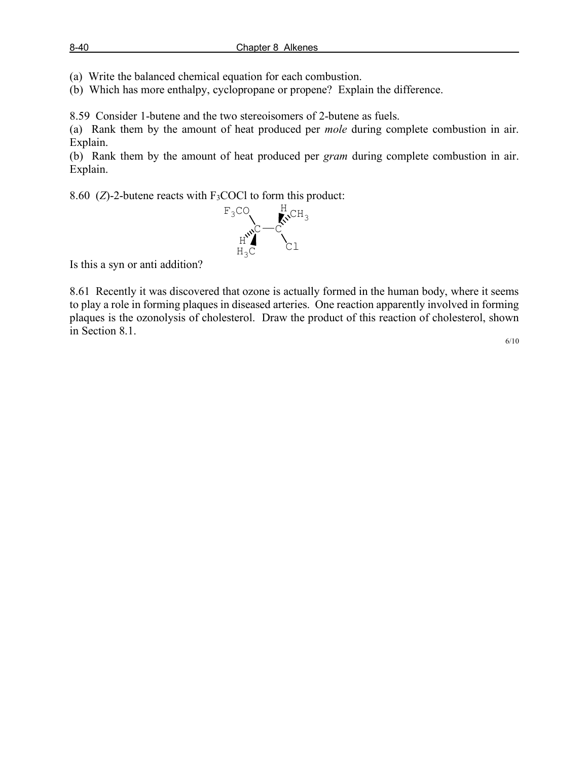(a) Write the balanced chemical equation for each combustion.
(b) Which has more enthalpy, cyclopropane or propene? Explain the difference.

8.59 Consider 1-butene and the two stereoisomers of 2-butene as fuels.
(a) Rank them by the amount of heat produced per *mole* during complete combustion in air. Explain.
(b) Rank them by the amount of heat produced per *gram* during complete combustion in air. Explain.

8.60 (*Z*)-2-butene reacts with $F_3COCl$ to form this product:

F3CO, H, CH3, C—C, H, H3C, Cl

Is this a syn or anti addition?

8.61 Recently it was discovered that ozone is actually formed in the human body, where it seems to play a role in forming plaques in diseased arteries. One reaction apparently involved in forming plaques is the ozonolysis of cholesterol. Draw the product of this reaction of cholesterol, shown in Section 8.1.

6/10